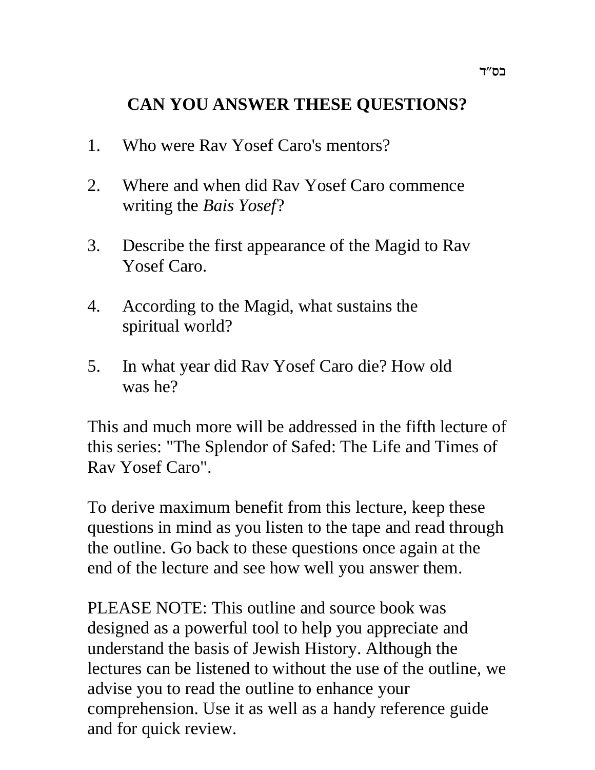בס״ד

# CAN YOU ANSWER THESE QUESTIONS?

1. Who were Rav Yosef Caro's mentors?

2. Where and when did Rav Yosef Caro commence writing the *Bais Yosef*?

3. Describe the first appearance of the Magid to Rav Yosef Caro.

4. According to the Magid, what sustains the spiritual world?

5. In what year did Rav Yosef Caro die? How old was he?

This and much more will be addressed in the fifth lecture of this series: "The Splendor of Safed: The Life and Times of Rav Yosef Caro".

To derive maximum benefit from this lecture, keep these questions in mind as you listen to the tape and read through the outline. Go back to these questions once again at the end of the lecture and see how well you answer them.

PLEASE NOTE: This outline and source book was designed as a powerful tool to help you appreciate and understand the basis of Jewish History. Although the lectures can be listened to without the use of the outline, we advise you to read the outline to enhance your comprehension. Use it as well as a handy reference guide and for quick review.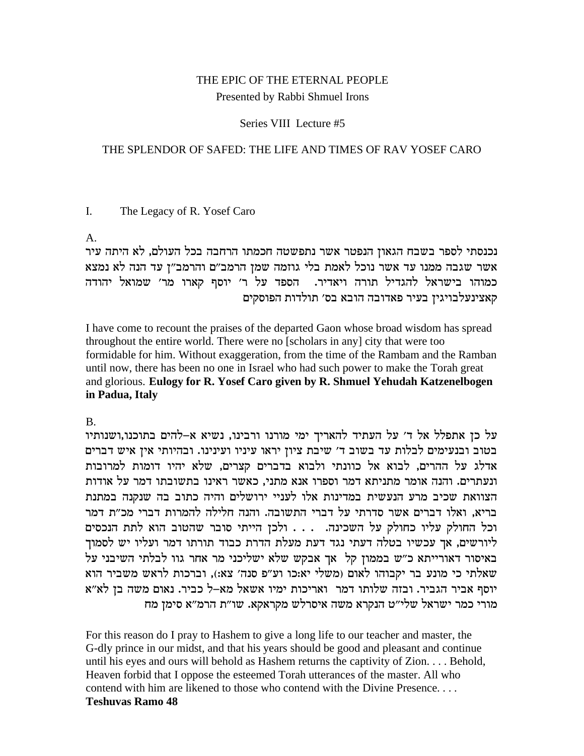THE EPIC OF THE ETERNAL PEOPLE

Presented by Rabbi Shmuel Irons

Series VIII Lecture #5

# THE SPLENDOR OF SAFED: THE LIFE AND TIMES OF RAV YOSEF CARO

## I. The Legacy of R. Yosef Caro

A.

נכנסתי לספר בשבח הגאון הנפטר אשר נתפשטה חכמתו הרחבה בכל העולם, לא היתה עיר אשר שגבה ממנו עד אשר נוכל לאמת בלי גוזמה שמן הרמב"ם והרמב"ן עד הנה לא נמצא כמוהו בישראל להגדיל תורה ויאדיר. הספד על ר' יוסף קארו מר' שמואל יהודה קאצינעלבויגין בעיר פאדובה הובא בס' תולדות הפוסקים

I have come to recount the praises of the departed Gaon whose broad wisdom has spread throughout the entire world. There were no [scholars in any] city that were too formidable for him. Without exaggeration, from the time of the Rambam and the Ramban until now, there has been no one in Israel who had such power to make the Torah great and glorious. **Eulogy for R. Yosef Caro given by R. Shmuel Yehudah Katzenelbogen in Padua, Italy**

B.

על כן אתפלל אל ד' על העתיד להאריך ימי מורנו ורבינו, נשיא א-להים בתוכנו,ושנותיו בטוב ובנעימים לבלות עד בשוב ד' שיבת ציון יראו עיניו ועינינו. ובהיותי אין איש דברים אדלג על ההרים, לבוא אל כוונתי ולבוא בדברים קצרים, שלא יהיו דומות למרובות ונעתרים. והנה אומר מתניתא דמר וספרו אנא מתני, כאשר ראינו בתשובתו דמר על אודות הצוואת שכיב מרע הנעשית במדינות אלו לעניי ירושלים והיה כתוב בה שנקנה במתנת בריא, ואלו דברים אשר סדרתי על דברי התשובה. והנה חלילה להמרות דברי מכ"ת דמר וכל החולק עליו כחולק על השכינה. . . . ולכן הייתי סובר שהטוב הוא לתת הנכסים ליורשים, אך עכשיו בטלה דעתי נגד דעת מעלת הדרת כבוד תורתו דמר ועליו יש לסמוך באיסור דאורייתא כ"ש בממון קל אך אבקש שלא ישליכני מר אחר גוו לבלתי השיבני על שאלתי כי מונע בר יקבוהו לאום (משלי יא:כו וע"פ סנה' צא:), וברכות לראש משביר הוא יוסף אביר הגביר. ובזה שלותו דמר ואריכות ימיו אשאל מא-ל כביר. נאום משה בן לא"א מורי כמר ישראל שליט"א הנקרא משה איסרלש מקראקא. שו"ת הרמ"א סימן מח

For this reason do I pray to Hashem to give a long life to our teacher and master, the G-dly prince in our midst, and that his years should be good and pleasant and continue until his eyes and ours will behold as Hashem returns the captivity of Zion. . . . Behold, Heaven forbid that I oppose the esteemed Torah utterances of the master. All who contend with him are likened to those who contend with the Divine Presence. . . .
**Teshuvas Ramo 48**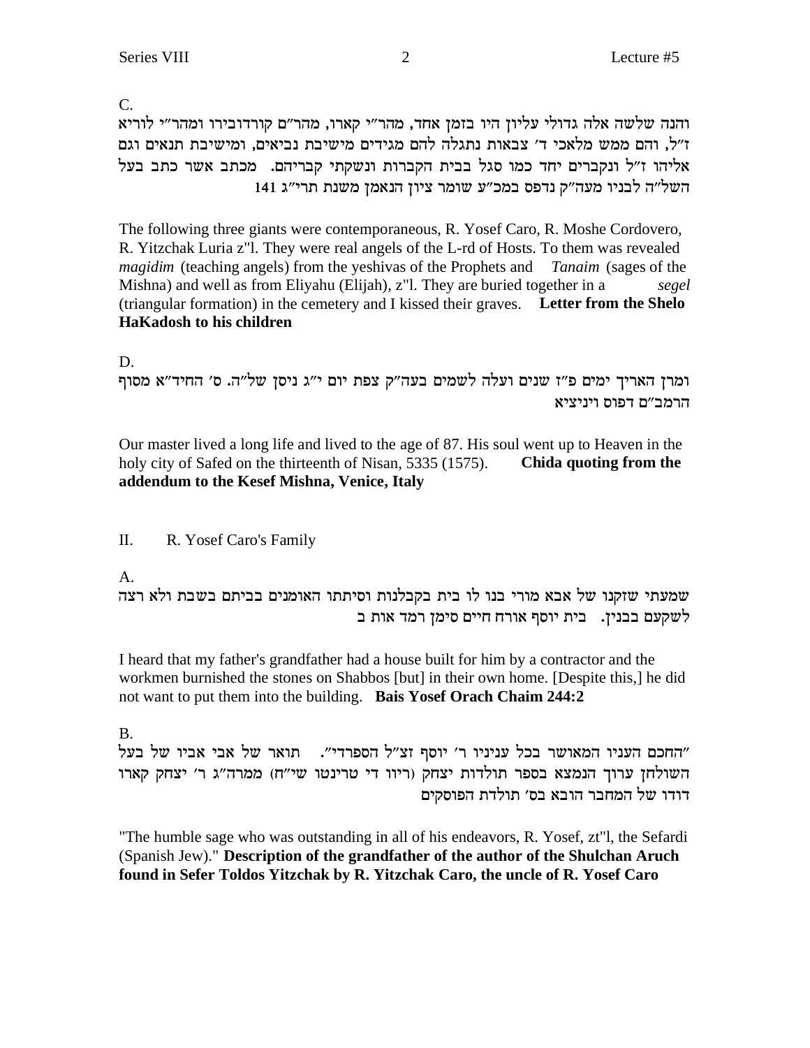C.

והנה שלשה אלה גדולי עליון היו בזמן אחד, מהר"י קארו, מהר"ם קורדובירו ומהר"י לוריא ז"ל, והם ממש מלאכי ד' צבאות נתגלה להם מגידים מישיבת נביאים, ומישיבת תנאים וגם אליהו ז"ל ונקברים יחד כמו סגל בבית הקברות ונשקתי קבריהם. מכתב אשר כתב בעל השל"ה לבניו מעה"ק נדפס במכ"ע שומר ציון הנאמן משנת תרי"ג 141

The following three giants were contemporaneous, R. Yosef Caro, R. Moshe Cordovero, R. Yitzchak Luria z"l. They were real angels of the L-rd of Hosts. To them was revealed *magidim* (teaching angels) from the yeshivas of the Prophets and *Tanaim* (sages of the Mishna) and well as from Eliyahu (Elijah), z"l. They are buried together in a *segel* (triangular formation) in the cemetery and I kissed their graves. **Letter from the Shelo HaKadosh to his children**

D.

ומרן האריך ימים פ"ז שנים ועלה לשמים בעה"ק צפת יום י"ג ניסן של"ה. ס' החיד"א מסוף הרמב"ם דפוס ויניציא

Our master lived a long life and lived to the age of 87. His soul went up to Heaven in the holy city of Safed on the thirteenth of Nisan, 5335 (1575). **Chida quoting from the addendum to the Kesef Mishna, Venice, Italy**

## II. R. Yosef Caro's Family

A.

שמעתי שזקנו של אבא מורי בנו לו בית בקבלנות וסיתתו האומנים בביתם בשבת ולא רצה לשקעם בבנין. בית יוסף אורח חיים סימן רמד אות ב

I heard that my father's grandfather had a house built for him by a contractor and the workmen burnished the stones on Shabbos [but] in their own home. [Despite this,] he did not want to put them into the building. **Bais Yosef Orach Chaim 244:2**

B.

"החכם העניו המאושר בכל ענינינו ר' יוסף זצ"ל הספרדי". תואר של אבי אביו של בעל השולחן ערוך הנמצא בספר תולדות יצחק (ריוו די טרינטו שי"ח) ממרה"ג ר' יצחק קארו דודו של המחבר הובא בס' תולדת הפוסקים

"The humble sage who was outstanding in all of his endeavors, R. Yosef, zt"l, the Sefardi (Spanish Jew)." **Description of the grandfather of the author of the Shulchan Aruch found in Sefer Toldos Yitzchak by R. Yitzchak Caro, the uncle of R. Yosef Caro**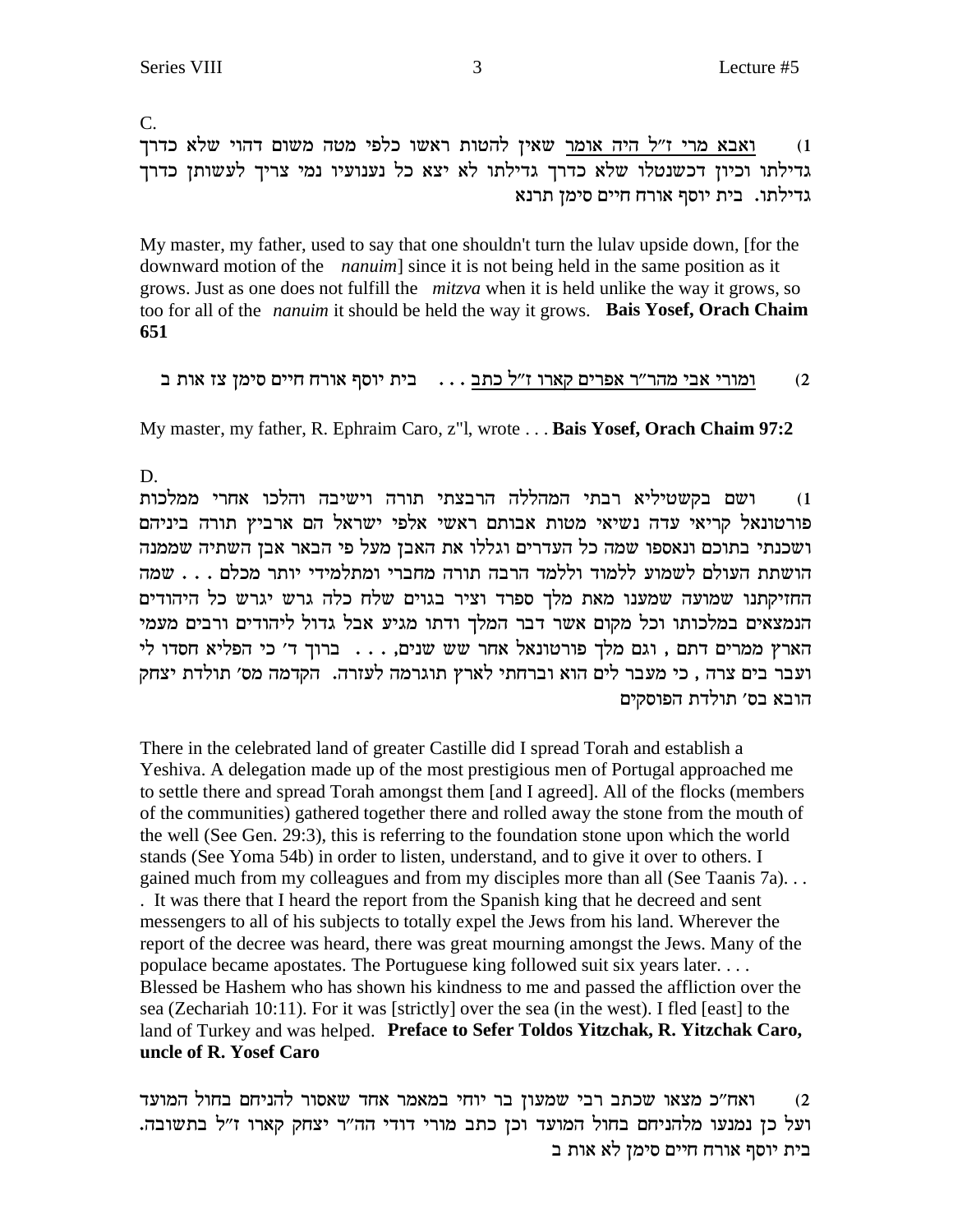C.

1) <u>ואבא מרי ז"ל היה אומר</u> שאין להטות ראשו כלפי מטה משום דהוי שלא כדרך גדילתו וכיון דכשנטלו שלא כדרך גדילתו לא יצא כל נענועיו נמי צריך לעשותן כדרך גדילתו. בית יוסף אורח חיים סימן תרנא

My master, my father, used to say that one shouldn't turn the lulav upside down, [for the downward motion of the *nanuim*] since it is not being held in the same position as it grows. Just as one does not fulfill the *mitzva* when it is held unlike the way it grows, so too for all of the *nanuim* it should be held the way it grows. **Bais Yosef, Orach Chaim 651**

2) <u>ומורי אבי מהר"ר אפרים קארו ז"ל כתב</u> . . . בית יוסף אורח חיים סימן צז אות ב

My master, my father, R. Ephraim Caro, z"l, wrote . . . **Bais Yosef, Orach Chaim 97:2**

D.

1) ושם בקשטיליא רבתי המהללה הרבצתי תורה וישיבה והלכו אחרי ממלכות פורטונאל קריאי עדה נשיאי מטות אבותם ראשי אלפי ישראל הם ארביץ תורה ביניהם ושכנתי בתוכם ונאספו שמה כל העדרים וגללו את האבן מעל פי הבאר אבן השתיה שממנה הושתת העולם לשמוע ללמוד וללמד הרבה תורה מחברי ומתלמידי יותר מכלם . . . שמה החזיקתנו שמועה שמענו מאת מלך ספרד וציר בגוים שלח כלה גרש יגרש כל היהודים הנמצאים במלכותו וכל מקום אשר דבר המלך ודתו מגיע אבל גדול ליהודים ורבים מעמי הארץ ממרים דתם , וגם מלך פורטונאל אחר שש שנים, . . . ברוך ד' כי הפליא חסדו לי ועבר בים צרה , כי מעבר לים הוא וברחתי לארץ תוגרמה לעזרה. הקדמה מס' תולדת יצחק הובא בס' תולדת הפוסקים

There in the celebrated land of greater Castille did I spread Torah and establish a Yeshiva. A delegation made up of the most prestigious men of Portugal approached me to settle there and spread Torah amongst them [and I agreed]. All of the flocks (members of the communities) gathered together there and rolled away the stone from the mouth of the well (See Gen. 29:3), this is referring to the foundation stone upon which the world stands (See Yoma 54b) in order to listen, understand, and to give it over to others. I gained much from my colleagues and from my disciples more than all (See Taanis 7a). . . . It was there that I heard the report from the Spanish king that he decreed and sent messengers to all of his subjects to totally expel the Jews from his land. Wherever the report of the decree was heard, there was great mourning amongst the Jews. Many of the populace became apostates. The Portuguese king followed suit six years later. . . . Blessed be Hashem who has shown his kindness to me and passed the affliction over the sea (Zechariah 10:11). For it was [strictly] over the sea (in the west). I fled [east] to the land of Turkey and was helped. **Preface to Sefer Toldos Yitzchak, R. Yitzchak Caro, uncle of R. Yosef Caro**

2) ואח"כ מצאו שכתב רבי שמעון בר יוחי במאמר אחד שאסור להניחם בחול המועד ועל כן נמנעו מלהניחם בחול המועד וכן כתב מורי דודי הה"ר יצחק קארו ז"ל בתשובה. בית יוסף אורח חיים סימן לא אות ב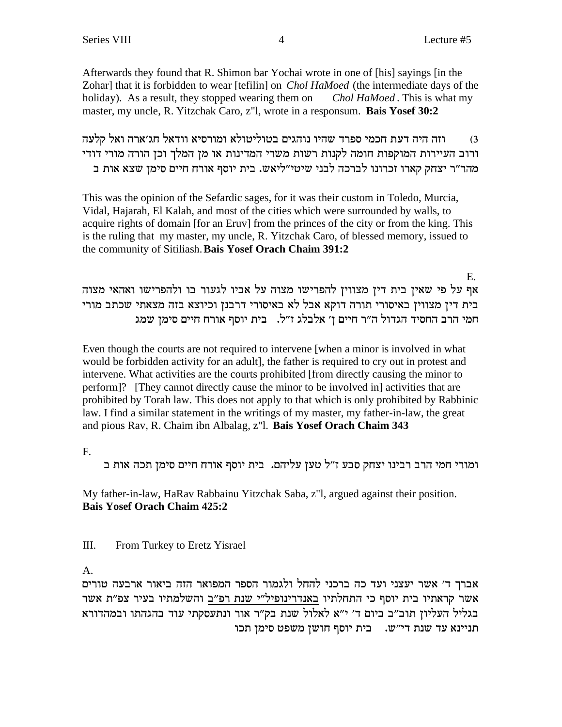Afterwards they found that R. Shimon bar Yochai wrote in one of [his] sayings [in the Zohar] that it is forbidden to wear [tefilin] on *Chol HaMoed* (the intermediate days of the holiday). As a result, they stopped wearing them on *Chol HaMoed*. This is what my master, my uncle, R. Yitzchak Caro, z"l, wrote in a responsum. **Bais Yosef 30:2**

3) וזה היה דעת חכמי ספרד שהיו נוהגים בטוליטולא ומורסיא ודאל חג׳ארה ואל קלעה ורוב העיירות המוקפות חומה לקנות רשות משרי המדינות או מן המלך וכן הורה מורי דודי מהר״ר יצחק קארו זכרונו לברכה לבני שיטי״ליאש. בית יוסף אורח חיים סימן שצא אות ב

This was the opinion of the Sefardic sages, for it was their custom in Toledo, Murcia, Vidal, Hajarah, El Kalah, and most of the cities which were surrounded by walls, to acquire rights of domain [for an Eruv] from the princes of the city or from the king. This is the ruling that my master, my uncle, R. Yitzchak Caro, of blessed memory, issued to the community of Sitiliash. **Bais Yosef Orach Chaim 391:2**

E.

אף על פי שאין בית דין מצווין להפרישו מצוה על אביו לגעור בו ולהפרישו ואהאי מצוה בית דין מצווין באיסורי תורה דוקא אבל לא באיסורי דרבנן וכיוצא בזה מצאתי שכתב מורי חמי הרב החסיד הגדול ה״ר חיים ן׳ אלבלג ז״ל. בית יוסף אורח חיים סימן שמג

Even though the courts are not required to intervene [when a minor is involved in what would be forbidden activity for an adult], the father is required to cry out in protest and intervene. What activities are the courts prohibited [from directly causing the minor to perform]? [They cannot directly cause the minor to be involved in] activities that are prohibited by Torah law. This does not apply to that which is only prohibited by Rabbinic law. I find a similar statement in the writings of my master, my father-in-law, the great and pious Rav, R. Chaim ibn Albalag, z"l. **Bais Yosef Orach Chaim 343**

F.

ומורי חמי הרב רבינו יצחק סבע ז״ל טען עליהם. בית יוסף אורח חיים סימן תכה אות ב

My father-in-law, HaRav Rabbainu Yitzchak Saba, z"l, argued against their position. **Bais Yosef Orach Chaim 425:2**

## III. From Turkey to Eretz Yisrael

A.

אברך ד׳ אשר יעצני ועד כה ברכני להחל ולגמור הספר המפואר הזה ביאור ארבעה טורים אשר קראתיו בית יוסף כי התחלתיו באנדרינופיל״י שנת רפ״ב והשלמתיו בעיר צפ״ת אשר בגליל העליון תוב״ב ביום ד׳ י״א לאלול שנת בק״ר אור ונתעסקתי עוד בהגהתו ובמהדורא תניינא עד שנת די״ש. בית יוסף חושן משפט סימן תכו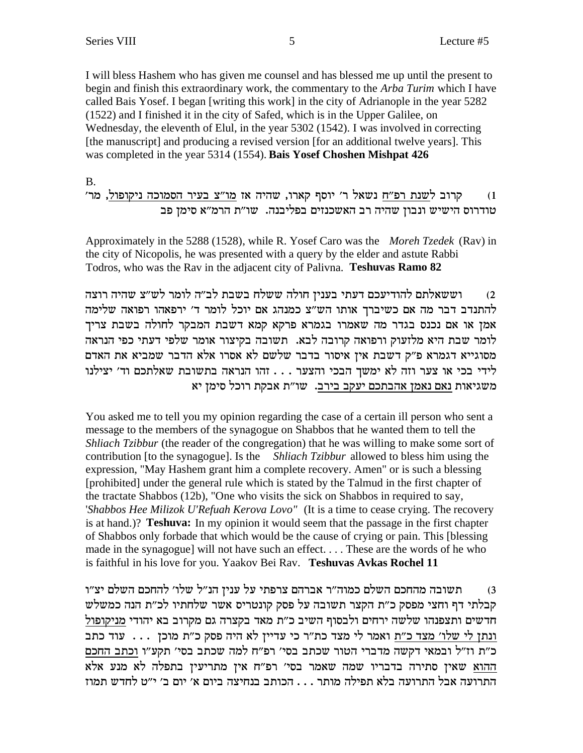I will bless Hashem who has given me counsel and has blessed me up until the present to begin and finish this extraordinary work, the commentary to the *Arba Turim* which I have called Bais Yosef. I began [writing this work] in the city of Adrianople in the year 5282 (1522) and I finished it in the city of Safed, which is in the Upper Galilee, on Wednesday, the eleventh of Elul, in the year 5302 (1542). I was involved in correcting [the manuscript] and producing a revised version [for an additional twelve years]. This was completed in the year 5314 (1554). **Bais Yosef Choshen Mishpat 426**

B.

1) קרוב לשנת רפ"ח נשאל ר' יוסף קארו, שהיה אז מו"צ בעיר הסמוכה ניקופול, מר' טודרוס הישיש ונבון שהיה רב האשכנזים בפליבנה. שו"ת הרמ"א סימן פב

Approximately in the 5288 (1528), while R. Yosef Caro was the *Moreh Tzedek* (Rav) in the city of Nicopolis, he was presented with a query by the elder and astute Rabbi Todros, who was the Rav in the adjacent city of Palivna. **Teshuvas Ramo 82**

2) וששאלתם להודיעכם דעתי בענין חולה ששלח בשבת לב"ה לומר לש"צ שהיה רוצה להתנדב דבר מה אם כשיברך אותו הש"צ כמנהג אם יוכל לומר ד' ירפאהו רפואה שלימה אמן או אם נכנס בגדר מה שאמרו בגמרא פרקא קמא דשבת המבקר לחולה בשבת צריך לומר שבת היא מלזעוק ורפואה קרובה לבא. תשובה בקיצור אומר שלפי דעתי כפי הנראה מסוגייא דגמרא פ"ק דשבת אין איסור בדבר שלשם לא אסרו אלא הדבר שמביא את האדם לידי בכי או צער וזה לא ימשך הבכי והצער . . . זהו הנראה בתשובת שאלתכם וד' יצילנו משגיאות נאם נאמן אהבתכם יעקב בירב. שו"ת אבקת רוכל סימן יא

You asked me to tell you my opinion regarding the case of a certain ill person who sent a message to the members of the synagogue on Shabbos that he wanted them to tell the *Shliach Tzibbur* (the reader of the congregation) that he was willing to make some sort of contribution [to the synagogue]. Is the *Shliach Tzibbur* allowed to bless him using the expression, "May Hashem grant him a complete recovery. Amen" or is such a blessing [prohibited] under the general rule which is stated by the Talmud in the first chapter of the tractate Shabbos (12b), "One who visits the sick on Shabbos in required to say, '*Shabbos Hee Milizok U'Refuah Kerova Lovo"* (It is a time to cease crying. The recovery is at hand.)? **Teshuva:** In my opinion it would seem that the passage in the first chapter of Shabbos only forbade that which would be the cause of crying or pain. This [blessing made in the synagogue] will not have such an effect. . . . These are the words of he who is faithful in his love for you. Yaakov Bei Rav. **Teshuvas Avkas Rochel 11**

3) תשובה מהחכם השלם כמוה"ר אברהם צרפתי על ענין הנ"ל שלו' להחכם השלם יצ"ו קבלתי דף וחצי מפסק כ"ת הקצר תשובה על פסק קונטריס אשר שלחתיו לכ"ת הנה כמשלש חדשים ותצפנהו שלשה ירחים ולבסוף השיב כ"ת מאד בקצרה גם מקרוב בא יהודי מניקופול ונתן לי שלו' מצד כ"ת ואמר לי מצד כת"ר כי עדיין לא היה פסק כ"ת מוכן . . . עוד כתב כ"ת וז"ל ובמאי דקשה מדברי הטור שכתב בסי' רפ"ח למה שכתב בסי' תקע"ו וכתב החכם ההוא שאין סתירה בדבריו שמה שאמר בסי' רפ"ח אין מתריעין בתפלה לא מנע אלא התרועה אבל התרועה בלא תפילה מותר . . . הכותב בנחיצה ביום א' יום ב' י"ט לחדש תמוז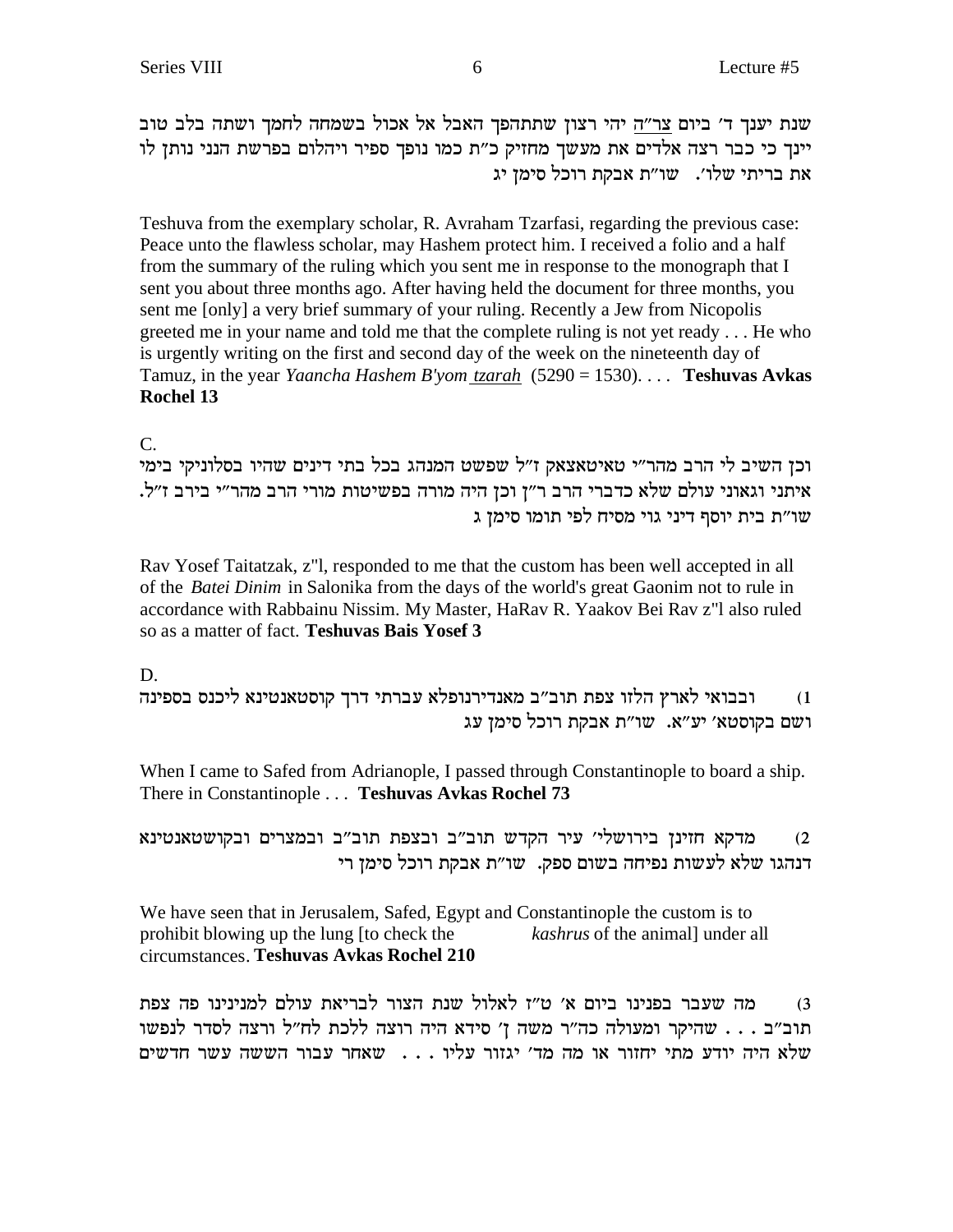שנת יענך ד' ביום צר"ה יהי רצון שתתהפך האבל אל אכול בשמחה לחמך ושתה בלב טוב יינך כי כבר רצה אלדים את מעשך מחזיק כ"ת כמו נופך ספיר ויהלום בפרשת הנני נותן לו את בריתי שלו'. שו"ת אבקת רוכל סימן יג

Teshuva from the exemplary scholar, R. Avraham Tzarfasi, regarding the previous case: Peace unto the flawless scholar, may Hashem protect him. I received a folio and a half from the summary of the ruling which you sent me in response to the monograph that I sent you about three months ago. After having held the document for three months, you sent me [only] a very brief summary of your ruling. Recently a Jew from Nicopolis greeted me in your name and told me that the complete ruling is not yet ready . . . He who is urgently writing on the first and second day of the week on the nineteenth day of Tamuz, in the year *Yaancha Hashem B'yom tzarah* (5290 = 1530). . . . **Teshuvas Avkas Rochel 13**

C.

וכן השיב לי הרב מהר"י טאיטאצאק ז"ל שפשט המנהג בכל בתי דינים שהיו בסלוניקי בימי איתני וגאוני עולם שלא כדברי הרב ר"ן וכן היה מורה בפשיטות מורי הרב מהר"י בירב ז"ל. שו"ת בית יוסף דיני גוי מסיח לפי תומו סימן ג

Rav Yosef Taitatzak, z"l, responded to me that the custom has been well accepted in all of the *Batei Dinim* in Salonika from the days of the world's great Gaonim not to rule in accordance with Rabbainu Nissim. My Master, HaRav R. Yaakov Bei Rav z"l also ruled so as a matter of fact. **Teshuvas Bais Yosef 3**

D.

1) ובבואי לארץ הלזו צפת תוב"ב מאנדירנופלא עברתי דרך קוסטאנטינא ליכנס בספינה ושם בקוסטא' יע"א. שו"ת אבקת רוכל סימן עג

When I came to Safed from Adrianople, I passed through Constantinople to board a ship. There in Constantinople . . . **Teshuvas Avkas Rochel 73**

2) מדקא חזינן בירושלי' עיר הקדש תוב"ב ובצפת תוב"ב ובמצרים ובקושטאנטינא דנהגו שלא לעשות נפיחה בשום ספק. שו"ת אבקת רוכל סימן רי

We have seen that in Jerusalem, Safed, Egypt and Constantinople the custom is to prohibit blowing up the lung [to check the *kashrus* of the animal] under all circumstances. **Teshuvas Avkas Rochel 210**

3) מה שעבר בפנינו ביום א' ט"ז לאלול שנת הצור לבריאת עולם למנינינו פה צפת תוב"ב . . . שהיקר ומעולה כה"ר משה ן' סידא היה רוצה ללכת לח"ל ורצה לסדר לנפשו שלא היה יודע מתי יחזור או מה מד' יגזור עליו . . . שאחר עבור הששה עשר חדשים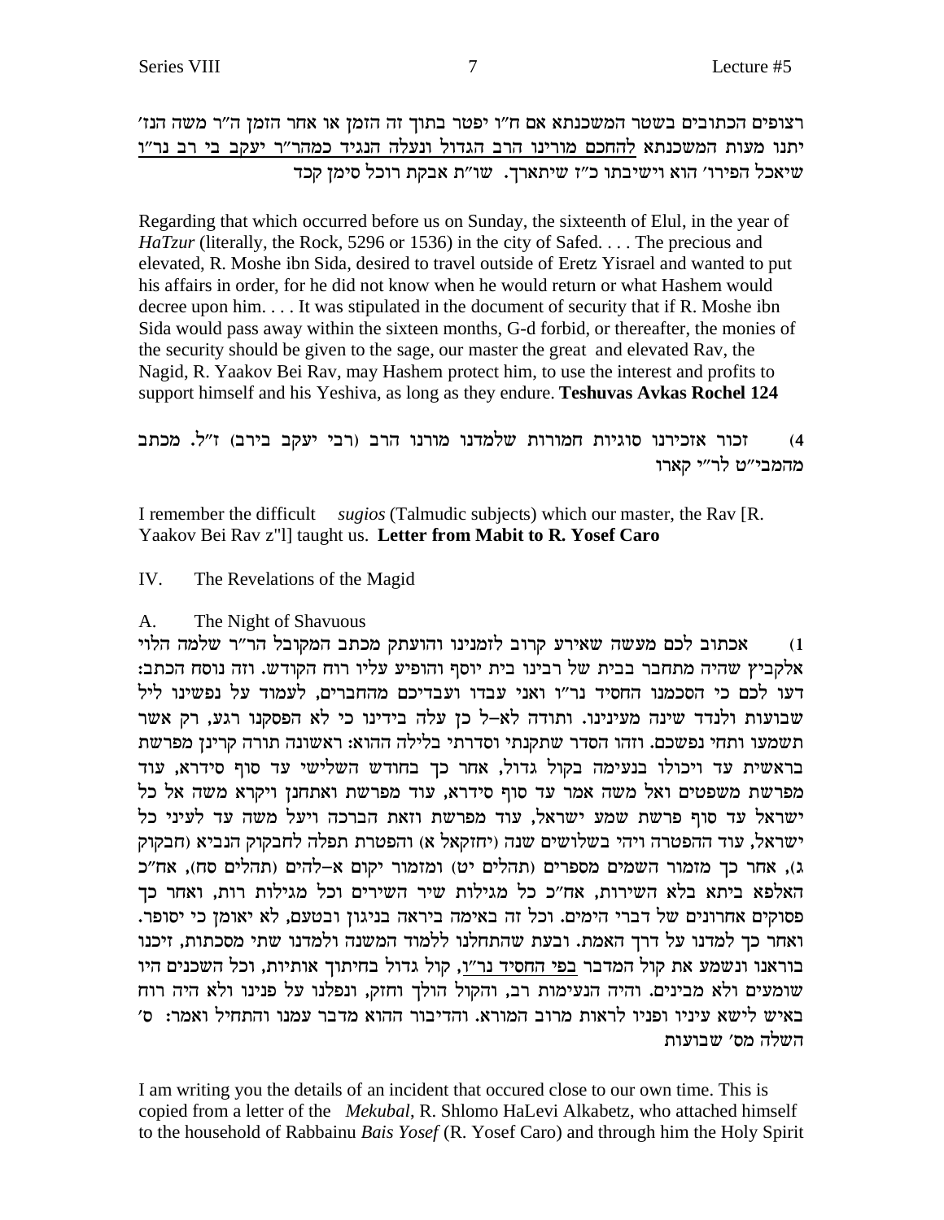רצופים הכתובים בשטר המשכנתא אם ח"ו יפטר בתוך זה הזמן או אחר הזמן ה"ר משה הנז' יתנו מעות המשכנתא להחכם מורינו הרב הגדול ונעלה הנגיד כמהר"ר יעקב בי רב נר"ו שיאכל הפירו' הוא וישיבתו כ"ז שיתארך. שו"ת אבקת רוכל סימן קכד

Regarding that which occurred before us on Sunday, the sixteenth of Elul, in the year of *HaTzur* (literally, the Rock, 5296 or 1536) in the city of Safed. . . . The precious and elevated, R. Moshe ibn Sida, desired to travel outside of Eretz Yisrael and wanted to put his affairs in order, for he did not know when he would return or what Hashem would decree upon him. . . . It was stipulated in the document of security that if R. Moshe ibn Sida would pass away within the sixteen months, G-d forbid, or thereafter, the monies of the security should be given to the sage, our master the great and elevated Rav, the Nagid, R. Yaakov Bei Rav, may Hashem protect him, to use the interest and profits to support himself and his Yeshiva, as long as they endure. **Teshuvas Avkas Rochel 124**

4) זכור אזכירנו סוגיות חמורות שלמדנו מורנו הרב (רבי יעקב בירב) ז"ל. מכתב מהמבי"ט לר"י קארו

I remember the difficult *sugios* (Talmudic subjects) which our master, the Rav [R. Yaakov Bei Rav z"l] taught us. **Letter from Mabit to R. Yosef Caro**

IV. The Revelations of the Magid

A. The Night of Shavuous

1) אכתוב לכם מעשה שאירע קרוב לזמנינו והועתק מכתב המקובל הר"ר שלמה הלוי אלקביץ שהיה מתחבר בבית של רבינו בית יוסף והופיע עליו רוח הקודש. וזה נוסח הכתב: דעו לכם כי הסכמנו החסיד נר"ו ואני עבדו ועבדיכם מהחברים, לעמוד על נפשינו ליל שבועות ולנדד שינה מעינינו. ותודה לא-ל כן עלה בידינו כי לא הפסקנו רגע, רק אשר תשמעו ותחי נפשכם. וזהו הסדר שתקנתי וסדרתי בלילה ההוא: ראשונה תורה קרינן מפרשת בראשית עד ויכולו בנעימה בקול גדול, אחר כך בחודש השלישי עד סוף סידרא, עוד מפרשת משפטים ואל משה אמר עד סוף סידרא, עוד מפרשת ואתחנן ויקרא משה אל כל ישראל עד סוף פרשת שמע ישראל, עוד מפרשת וזאת הברכה ויעל משה עד לעיני כל ישראל, עוד ההפטרה ויהי בשלושים שנה (יחזקאל א) והפטרת תפלה לחבקוק הנביא (חבקוק ג), אחר כך מזמור השמים מספרים (תהלים יט) ומזמור יקום א-להים (תהלים סח), אח"כ האלפא ביתא בלא השירות, אח"כ כל מגילות שיר השירים וכל מגילות רות, ואחר כך פסוקים אחרונים של דברי הימים. וכל זה באימה ביראה בניגון ובטעם, לא יאומן כי יסופר. ואחר כך למדנו על דרך האמת. ובעת שהתחלנו ללמוד המשנה ולמדנו שתי מסכתות, זיכנו בוראנו ונשמע את קול המדבר בפי החסיד נר"ו, קול גדול בחיתוך אותיות, וכל השכנים היו שומעים ולא מבינים. והיה הנעימות רב, והקול הולך וחזק, ונפלנו על פנינו ולא היה רוח באיש לישא עיניו ופניו לראות מרוב המורא. והדיבור ההוא מדבר עמנו והתחיל ואמר: ס' השלה מס' שבועות

I am writing you the details of an incident that occured close to our own time. This is copied from a letter of the *Mekubal*, R. Shlomo HaLevi Alkabetz, who attached himself to the household of Rabbainu *Bais Yosef* (R. Yosef Caro) and through him the Holy Spirit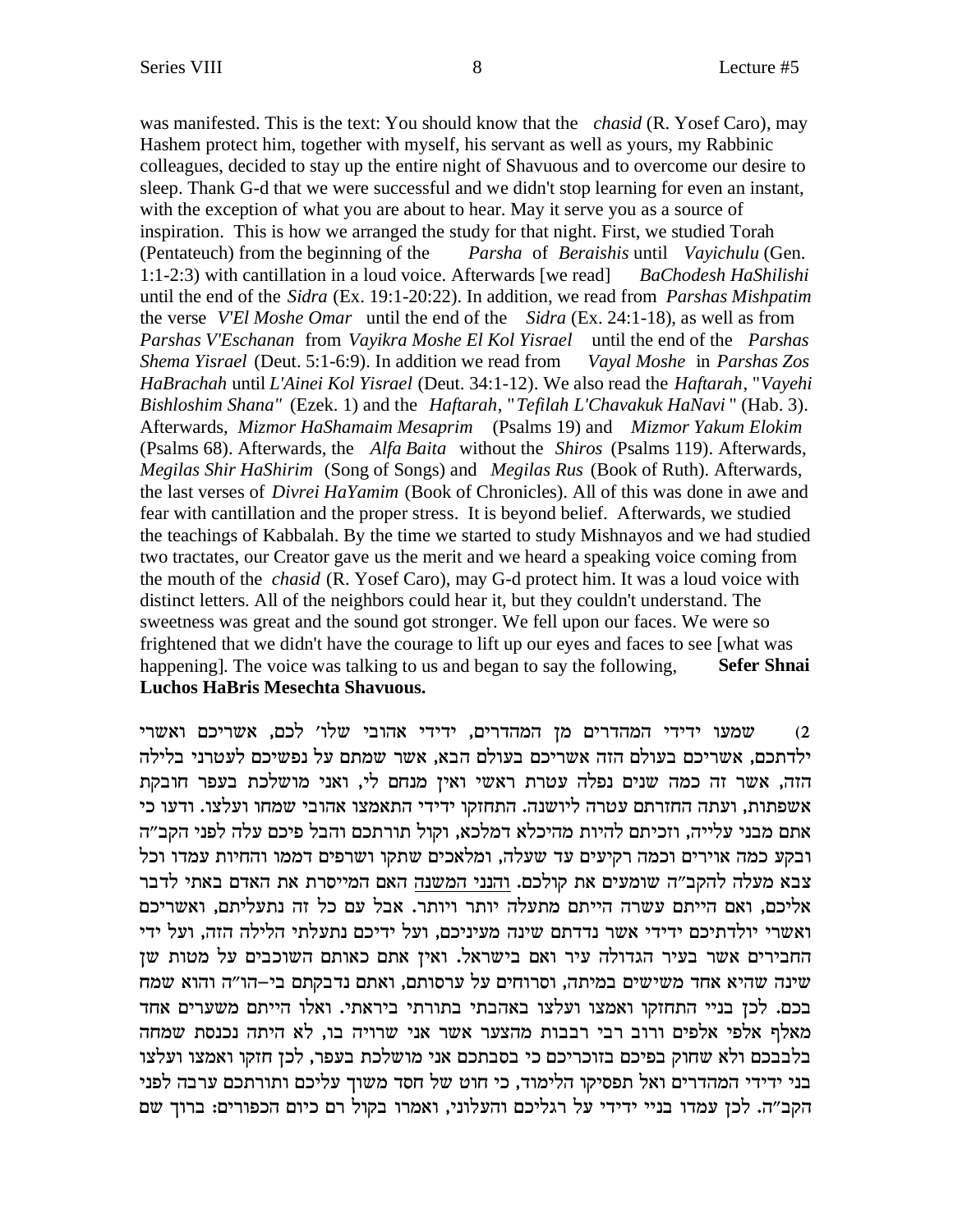was manifested. This is the text: You should know that the *chasid* (R. Yosef Caro), may Hashem protect him, together with myself, his servant as well as yours, my Rabbinic colleagues, decided to stay up the entire night of Shavuous and to overcome our desire to sleep. Thank G-d that we were successful and we didn't stop learning for even an instant, with the exception of what you are about to hear. May it serve you as a source of inspiration. This is how we arranged the study for that night. First, we studied Torah (Pentateuch) from the beginning of the *Parsha* of *Beraishis* until *Vayichulu* (Gen. 1:1-2:3) with cantillation in a loud voice. Afterwards [we read] *BaChodesh HaShilishi* until the end of the *Sidra* (Ex. 19:1-20:22). In addition, we read from *Parshas Mishpatim* the verse *V'El Moshe Omar* until the end of the *Sidra* (Ex. 24:1-18), as well as from *Parshas V'Eschanan* from *Vayikra Moshe El Kol Yisrael* until the end of the *Parshas Shema Yisrael* (Deut. 5:1-6:9). In addition we read from *Vayal Moshe* in *Parshas Zos HaBrachah* until *L'Ainei Kol Yisrael* (Deut. 34:1-12). We also read the *Haftarah*, "*Vayehi Bishloshim Shana"* (Ezek. 1) and the *Haftarah*, "*Tefilah L'Chavakuk HaNavi* " (Hab. 3). Afterwards, *Mizmor HaShamaim Mesaprim* (Psalms 19) and *Mizmor Yakum Elokim* (Psalms 68). Afterwards, the *Alfa Baita* without the *Shiros* (Psalms 119). Afterwards, *Megilas Shir HaShirim* (Song of Songs) and *Megilas Rus* (Book of Ruth). Afterwards, the last verses of *Divrei HaYamim* (Book of Chronicles). All of this was done in awe and fear with cantillation and the proper stress. It is beyond belief. Afterwards, we studied the teachings of Kabbalah. By the time we started to study Mishnayos and we had studied two tractates, our Creator gave us the merit and we heard a speaking voice coming from the mouth of the *chasid* (R. Yosef Caro), may G-d protect him. It was a loud voice with distinct letters. All of the neighbors could hear it, but they couldn't understand. The sweetness was great and the sound got stronger. We fell upon our faces. We were so frightened that we didn't have the courage to lift up our eyes and faces to see [what was happening]. The voice was talking to us and began to say the following, **Sefer Shnai Luchos HaBris Mesechta Shavuous.**

2) שמעו ידידי המהדרים מן המהדרים, ידידי אהובי שלו' לכם, אשריכם ואשרי ילדתכם, אשריכם בעולם הזה אשריכם בעולם הבא, אשר שמתם על נפשיכם לעטרני בלילה הזה, אשר זה כמה שנים נפלה עטרת ראשי ואין מנחם לי, ואני מושלכת בעפר חובקת אשפתות, ועתה החזרתם עטרה ליושנה. התחזקו ידידי התאמצו אהובי שמחו ועלצו. ודעו כי אתם מבני עלייה, וזכיתם להיות מהיכלא דמלכא, וקול תורתכם והבל פיכם עלה לפני הקב"ה ובקע כמה אוירים וכמה רקיעים עד שעלה, ומלאכים שתקו ושרפים דממו והחיות עמדו וכל צבא מעלה להקב"ה שומעים את קולכם. והנני המשנה האם המייסרת את האדם באתי לדבר אליכם, ואם הייתם עשרה הייתם מתעלה יותר ויותר. אבל עם כל זה נתעליתם, ואשריכם ואשרי יולדתיכם ידידי אשר נדדתם שינה מעיניכם, ועל ידיכם נתעלתי הלילה הזה, ועל ידי החבירים אשר בעיר הגדולה עיר ואם בישראל. ואין אתם כאותם השוכבים על מטות שן שינה שהיא אחד משישים במיתה, וסרוחים על ערסותם, ואתם נדבקתם בי-הו"ה והוא שמח בכם. לכן בניי התחזקו ואמצו ועלצו באהבתי בתורתי ביראתי. ואלו הייתם משערים אחד מאלף אלפי אלפים ורוב רבי רבבות מהצער אשר אני שרויה בו, לא היתה נכנסת שמחה בלבבכם ולא שחוק בפיכם בזוכריכם כי בסבתכם אני מושלכת בעפר, לכן חזקו ואמצו ועלצו בני ידידי המהדרים ואל תפסיקו הלימוד, כי חוט של חסד משוך עליכם ותורתכם ערבה לפני הקב"ה. לכן עמדו בניי ידידי על רגליכם והעלוני, ואמרו בקול רם כיום הכפורים: ברוך שם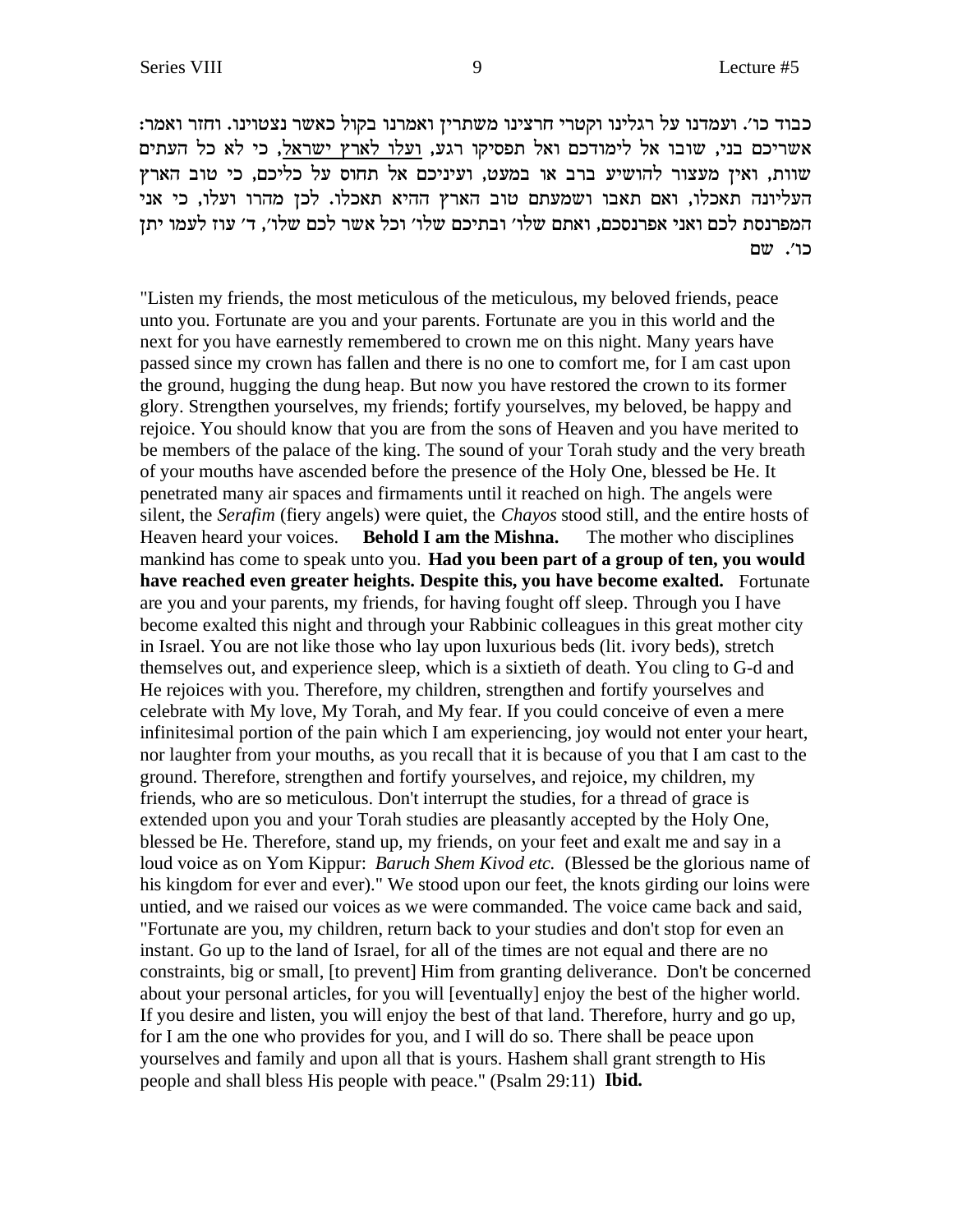כבוד כו׳. ועמדנו על רגלינו וקטרי חרצינו משתרין ואמרנו בקול כאשר נצטוינו. וחזר ואמר: אשריכם בני, שובו אל לימודכם ואל תפסיקו רגע, ועלו לארץ ישראל, כי לא כל העתים שוות, ואין מעצור להושיע ברב או במעט, ועיניכם אל תחוס על כליכם, כי טוב הארץ העליונה תאכלו, ואם תאבו ושמעתם טוב הארץ ההיא תאכלו. לכן מהרו ועלו, כי אני המפרנסת לכם ואני אפרנסכם, ואתם שלו׳ ובתיכם שלו׳ וכל אשר לכם שלו׳, ד׳ עוז לעמו יתן כו׳. שם

"Listen my friends, the most meticulous of the meticulous, my beloved friends, peace unto you. Fortunate are you and your parents. Fortunate are you in this world and the next for you have earnestly remembered to crown me on this night. Many years have passed since my crown has fallen and there is no one to comfort me, for I am cast upon the ground, hugging the dung heap. But now you have restored the crown to its former glory. Strengthen yourselves, my friends; fortify yourselves, my beloved, be happy and rejoice. You should know that you are from the sons of Heaven and you have merited to be members of the palace of the king. The sound of your Torah study and the very breath of your mouths have ascended before the presence of the Holy One, blessed be He. It penetrated many air spaces and firmaments until it reached on high. The angels were silent, the *Serafim* (fiery angels) were quiet, the *Chayos* stood still, and the entire hosts of Heaven heard your voices. **Behold I am the Mishna.** The mother who disciplines mankind has come to speak unto you. **Had you been part of a group of ten, you would have reached even greater heights. Despite this, you have become exalted.** Fortunate are you and your parents, my friends, for having fought off sleep. Through you I have become exalted this night and through your Rabbinic colleagues in this great mother city in Israel. You are not like those who lay upon luxurious beds (lit. ivory beds), stretch themselves out, and experience sleep, which is a sixtieth of death. You cling to G-d and He rejoices with you. Therefore, my children, strengthen and fortify yourselves and celebrate with My love, My Torah, and My fear. If you could conceive of even a mere infinitesimal portion of the pain which I am experiencing, joy would not enter your heart, nor laughter from your mouths, as you recall that it is because of you that I am cast to the ground. Therefore, strengthen and fortify yourselves, and rejoice, my children, my friends, who are so meticulous. Don't interrupt the studies, for a thread of grace is extended upon you and your Torah studies are pleasantly accepted by the Holy One, blessed be He. Therefore, stand up, my friends, on your feet and exalt me and say in a loud voice as on Yom Kippur: *Baruch Shem Kivod etc.* (Blessed be the glorious name of his kingdom for ever and ever)." We stood upon our feet, the knots girding our loins were untied, and we raised our voices as we were commanded. The voice came back and said, "Fortunate are you, my children, return back to your studies and don't stop for even an instant. Go up to the land of Israel, for all of the times are not equal and there are no constraints, big or small, [to prevent] Him from granting deliverance. Don't be concerned about your personal articles, for you will [eventually] enjoy the best of the higher world. If you desire and listen, you will enjoy the best of that land. Therefore, hurry and go up, for I am the one who provides for you, and I will do so. There shall be peace upon yourselves and family and upon all that is yours. Hashem shall grant strength to His people and shall bless His people with peace." (Psalm 29:11) **Ibid.**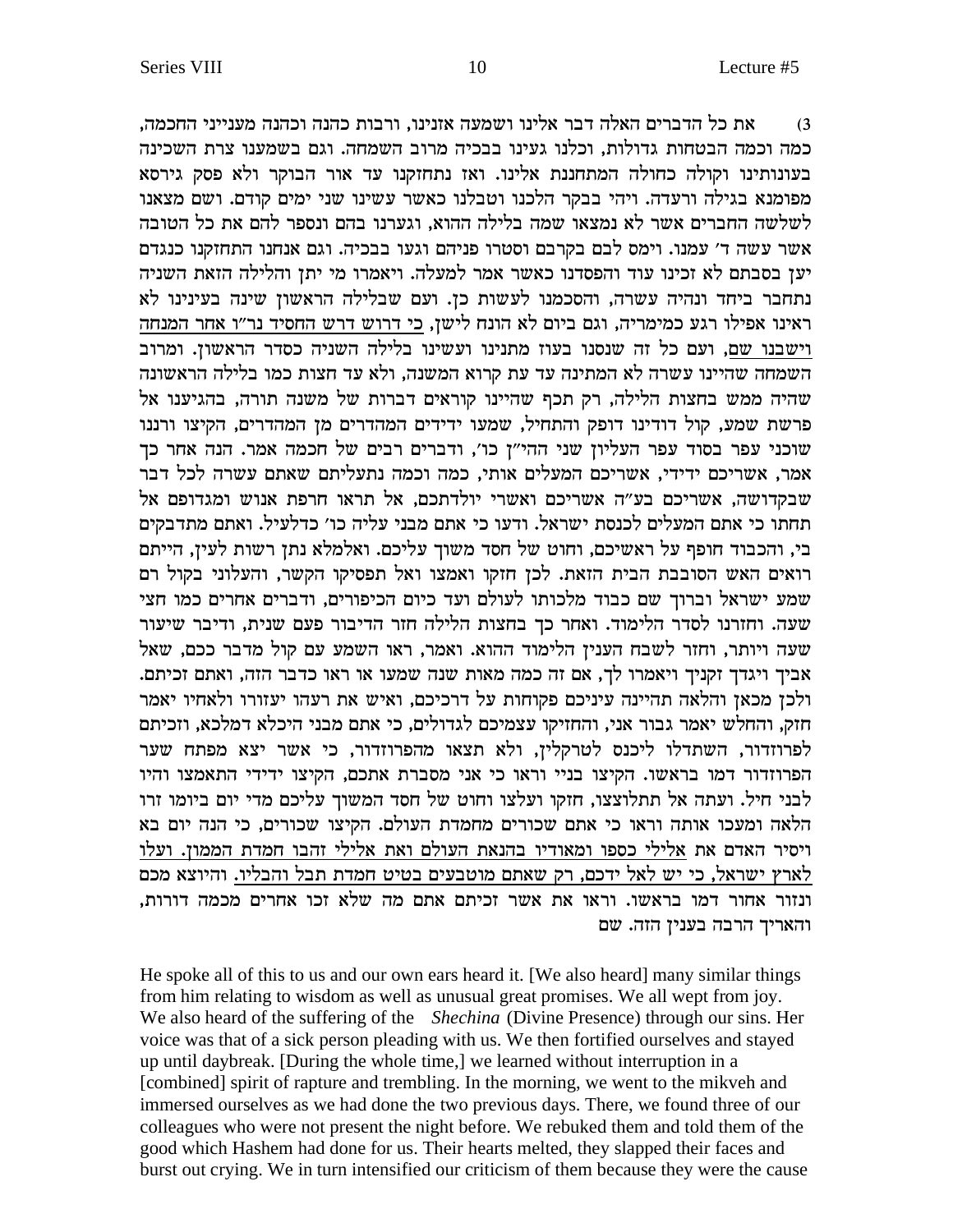3) את כל הדברים האלה דבר אלינו ושמעה אזנינו, ורבות כהנה וכהנה מענייני החכמה, כמה וכמה הבטחות גדולות, וכלנו געינו בבכיה מרוב השמחה. וגם בשמענו צרת השכינה בעונותינו וקולה כחולה המתחננת אלינו. ואז נתחזקנו עד אור הבוקר ולא פסק גירסא מפומנא בגילה ורעדה. ויהי בבקר הלכנו וטבלנו כאשר עשינו שני ימים קודם. ושם מצאנו לשלשה החברים אשר לא נמצאו שמה בלילה ההוא, וגערנו בהם ונספר להם את כל הטובה אשר עשה ד׳ עמנו. וימס לבם בקרבם וסטרו פניהם וגעו בבכיה. וגם אנחנו התחזקנו כנגדם יען בסבתם לא זכינו עוד והפסדנו כאשר אמר למעלה. ויאמרו מי יתן והלילה הזאת השניה נתחבר ביחד ונהיה עשרה, והסכמנו לעשות כן. ועם שבלילה הראשון שינה בעינינו לא ראינו אפילו רגע כמימריה, וגם ביום לא הונח לישן, <u>כי דרוש דרש החסיד נר״ו אחר המנחה וישבנו שם</u>, ועם כל זה שנסנו בעוז מתנינו ועשינו בלילה השניה כסדר הראשון. ומרוב השמחה שהיינו עשרה לא המתינה עד עת קרוא המשנה, ולא עד חצות כמו בלילה הראשונה שהיה ממש בחצות הלילה, רק תכף שהיינו קוראים דברות של משנה תורה, בהגיענו אל פרשת שמע, קול דודינו דופק והתחיל, שמעו ידידים המהדרים מן המהדרים, הקיצו ורננו שוכני עפר בסוד עפר העליון שני ההי״ן כו׳, ודברים רבים של חכמה אמר. הנה אחר כך אמר, אשריכם ידידי, אשריכם המעלים אותי, כמה וכמה נתעליתם שאתם עשרה לכל דבר שבקדושה, אשריכם בע״ה אשריכם ואשרי יולדתכם, אל תראו חרפת אנוש ומגדופם אל תחתו כי אתם המעלים לכנסת ישראל. ודעו כי אתם מבני עליה כו׳ כדלעיל. ואתם מתדבקים בי, והכבוד חופף על ראשיכם, וחוט של חסד משוך עליכם. ואלמלא נתן רשות לעין, הייתם רואים האש הסובבת הבית הזאת. לכן חזקו ואמצו ואל תפסיקו הקשר, והעלוני בקול רם שמע ישראל וברוך שם כבוד מלכותו לעולם ועד כיום הכיפורים, ודברים אחרים כמו חצי שעה. וחזרנו לסדר הלימוד. ואחר כך בחצות הלילה חזר הדיבור פעם שנית, ודיבר שיעור שעה ויותר, וחזר לשבח הענין הלימוד ההוא. ואמר, ראו השמע עם קול מדבר ככם, שאל אביך ויגדך זקניך ויאמרו לך, אם זה כמה מאות שנה שמעו או ראו כדבר הזה, ואתם זכיתם. ולכן מכאן והלאה תהיינה עיניכם פקוחות על דרכיכם, ואיש את רעהו יעזורו ולאחיו יאמר חזק, והחלש יאמר גבור אני, והחזיקו עצמיכם לגדולים, כי אתם מבני היכלא דמלכא, וזכיתם לפרוזדור, השתדלו ליכנס לטרקלין, ולא תצאו מהפרוזדור, כי אשר יצא מפתח שער הפרוזדור דמו בראשו. הקיצו בניי וראו כי אני מסברת אתכם, הקיצו ידידי התאמצו והיו לבני חיל. ועתה אל תתלוצצו, חזקו ועלצו וחוט של חסד המשוך עליכם מדי יום ביומו זרו הלאה ומעכו אותה וראו כי אתם שכורים מחמדת העולם. הקיצו שכורים, כי הנה יום בא ויסיר האדם את <u>אלילי כספו ומאודיו בהנאת העולם ואת אלילי זהבו חמדת הממון. ועלו לארץ ישראל, כי יש לאל ידכם, רק שאתם מוטבעים בטיט חמדת תבל והבליו.</u> והיוצא מכם ונזור אחור דמו בראשו. וראו את אשר זכיתם אתם מה שלא זכו אחרים מכמה דורות, והאריך הרבה בענין הזה. שם

He spoke all of this to us and our own ears heard it. [We also heard] many similar things from him relating to wisdom as well as unusual great promises. We all wept from joy. We also heard of the suffering of the *Shechina* (Divine Presence) through our sins. Her voice was that of a sick person pleading with us. We then fortified ourselves and stayed up until daybreak. [During the whole time,] we learned without interruption in a [combined] spirit of rapture and trembling. In the morning, we went to the mikveh and immersed ourselves as we had done the two previous days. There, we found three of our colleagues who were not present the night before. We rebuked them and told them of the good which Hashem had done for us. Their hearts melted, they slapped their faces and burst out crying. We in turn intensified our criticism of them because they were the cause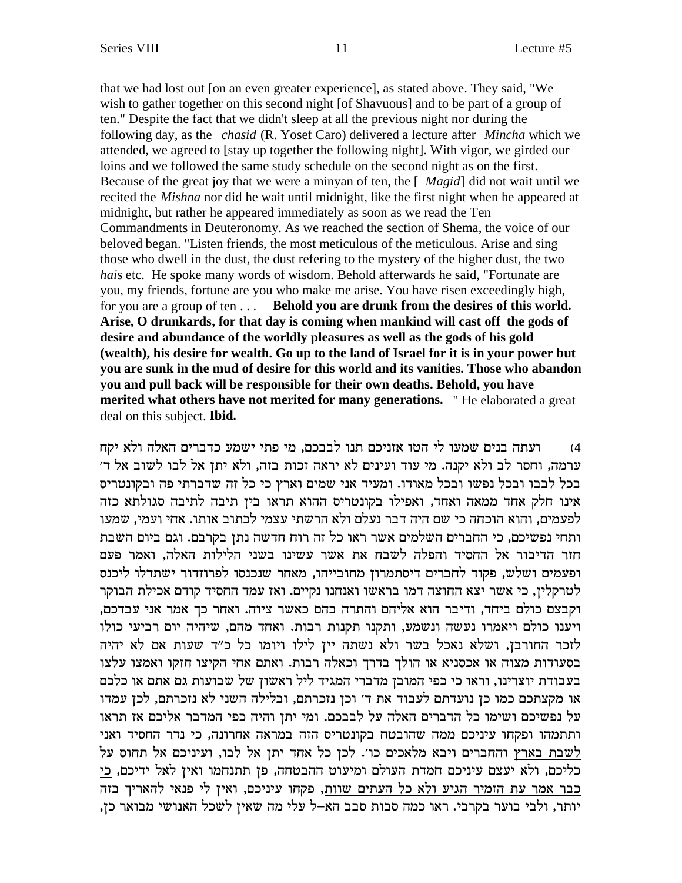that we had lost out [on an even greater experience], as stated above. They said, "We wish to gather together on this second night [of Shavuous] and to be part of a group of ten." Despite the fact that we didn't sleep at all the previous night nor during the following day, as the *chasid* (R. Yosef Caro) delivered a lecture after *Mincha* which we attended, we agreed to [stay up together the following night]. With vigor, we girded our loins and we followed the same study schedule on the second night as on the first. Because of the great joy that we were a minyan of ten, the [ *Magid*] did not wait until we recited the *Mishna* nor did he wait until midnight, like the first night when he appeared at midnight, but rather he appeared immediately as soon as we read the Ten Commandments in Deuteronomy. As we reached the section of Shema, the voice of our beloved began. "Listen friends, the most meticulous of the meticulous. Arise and sing those who dwell in the dust, the dust refering to the mystery of the higher dust, the two *hai*s etc. He spoke many words of wisdom. Behold afterwards he said, "Fortunate are you, my friends, fortune are you who make me arise. You have risen exceedingly high, for you are a group of ten . . . **Behold you are drunk from the desires of this world. Arise, O drunkards, for that day is coming when mankind will cast off the gods of desire and abundance of the worldly pleasures as well as the gods of his gold (wealth), his desire for wealth. Go up to the land of Israel for it is in your power but you are sunk in the mud of desire for this world and its vanities. Those who abandon you and pull back will be responsible for their own deaths. Behold, you have merited what others have not merited for many generations.** " He elaborated a great deal on this subject. **Ibid.**

4) ועתה בנים שמעו לי הטו אזניכם תנו לבבכם, מי פתי ישמע כדברים האלה ולא יקח ערמה, וחסר לב ולא יקנה. מי עוד ועינים לא יראה זכות בזה, ולא יתן אל לבו לשוב אל ד' בכל לבבו ובכל נפשו ובכל מאודו. ומעיד אני שמים וארץ כי כל זה שדברתי פה ובקונטריס אינו חלק אחד ממאה ואחד, ואפילו בקונטריס ההוא תראו בין תיבה לתיבה סגולתא כזה לפעמים, והוא הוכחה כי שם היה דבר נעלם ולא הרשתי עצמי לכתוב אותו. אחי ועמי, שמעו ותחי נפשיכם, כי החברים השלמים אשר ראו כל זה רוח חדשה נתן בקרבם. וגם ביום השבת חזר הדיבור אל החסיד והפלה לשבח את אשר עשינו בשני הלילות האלה, ואמר פעם ופעמים ושלש, פקוד לחברים דיסתמרון מחובייהו, מאחר שנכנסו לפרוזדור ישתדלו ליכנס לטרקלין, כי אשר יצא החוצה דמו בראשו ואנחנו נקיים. ואז עמד החסיד קודם אכילת הבוקר וקבצם כולם ביחד, ודיבר הוא אליהם והתרה בהם כאשר ציוה. ואחר כך אמר אני עבדכם, ויענו כולם ויאמרו נעשה ונשמע, ותקנו תקנות רבות. ואחד מהם, שיהיה יום רביעי כולו לזכר החורבן, ושלא נאכל בשר ולא נשתה יין לילו ויומו כל כ"ד שעות אם לא יהיה בסעודות מצוה או אכסניא או הולך בדרך וכאלה רבות. ואתם אחי הקיצו חזקו ואמצו עלצו בעבודת יוצרינו, וראו כי כפי המובן מדברי המגיד ליל ראשון של שבועות גם אתם או כלכם או מקצתכם כמו כן נועדתם לעבוד את ד' וכן נזכרתם, ובלילה השני לא נזכרתם, לכן עמדו על נפשיכם ושימו כל הדברים האלה על לבבכם. ומי יתן והיה כפי המדבר אליכם אז תראו ותתמהו ופקחו עיניכם ממה שהובטח בקונטריס הזה במראה אחרונה, <u>כי נדר החסיד ואני לשבת בארץ</u> והחברים ויבא מלאכים כו'. לכן כל אחד יתן אל לבו, ועיניכם אל תחוס על כליכם, ולא יעצם עיניכם חמדת העולם ומיעוט ההבטחה, פן תתנחמו ואין לאל ידיכם, <u>כי כבר אמר עת הזמיר הגיע ולא כל העתים שוות</u>, פקחו עיניכם, ואין לי פנאי להאריך בזה יותר, ולבי בוער בקרבי. ראו כמה סבות סבב הא–ל עלי מה שאין לשכל האנושי מבואר כן,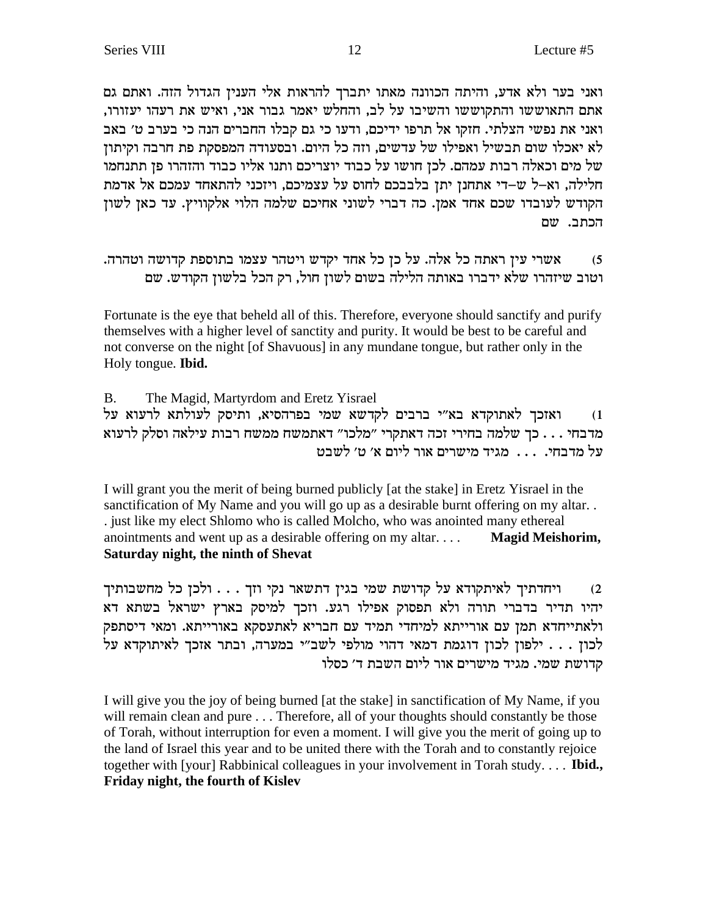ואני בער ולא אדע, והיתה הכוונה מאתו יתברך להראות אלי הענין הגדול הזה. ואתם גם אתם התאוששו והתקוששו והשיבו על לב, והחלש יאמר גבור אני, ואיש את רעהו יעזורו, ואני את נפשי הצלתי. חזקו אל תרפו ידיכם, ודעו כי גם קבלו החברים הנה כי בערב ט׳ באב לא יאכלו שום תבשיל ואפילו של עדשים, וזה כל היום. ובסעודה המפסקת פת חרבה וקיתון של מים וכאלה רבות עמהם. לכן חושו על כבוד יוצריכם ותנו אליו כבוד והזהרו פן תתנחמו חלילה, וא–ל ש–די אתחנן יתן בלבבכם לחוס על עצמיכם, ויזכני להתאחד עמכם אל אדמת הקודש לעובדו שכם אחד אמן. כה דברי לשוני אחיכם שלמה הלוי אלקוויץ. עד כאן לשון הכתב. שם

5) אשרי עין ראתה כל אלה. על כן כל אחד יקדש ויטהר עצמו בתוספת קדושה וטהרה. וטוב שיזהרו שלא ידברו באותה הלילה בשום לשון חול, רק הכל בלשון הקודש. שם

Fortunate is the eye that beheld all of this. Therefore, everyone should sanctify and purify themselves with a higher level of sanctity and purity. It would be best to be careful and not converse on the night [of Shavuous] in any mundane tongue, but rather only in the Holy tongue. **Ibid.**

B. The Magid, Martyrdom and Eretz Yisrael

1) ואזכך לאתוקדא בא״י ברבים לקדשא שמי בפרהסיא, ותיסק לעולתא לרעוא על מדבחי . . . כך שלמה בחירי זכה דאתקרי ״מלכו״ דאתמשח ממשח רבות עילאה וסלק לרעוא על מדבחי. . . . מגיד מישרים אור ליום א׳ ט׳ לשבט

I will grant you the merit of being burned publicly [at the stake] in Eretz Yisrael in the sanctification of My Name and you will go up as a desirable burnt offering on my altar. . . just like my elect Shlomo who is called Molcho, who was anointed many ethereal anointments and went up as a desirable offering on my altar. . . . **Magid Meishorim, Saturday night, the ninth of Shevat**

2) ויחדתיך לאיתוקדא על קדושת שמי בגין דתשאר נקי וזך . . . ולכן כל מחשבותיך יהיו תדיר בדברי תורה ולא תפסוק אפילו רגע. וזכך למיסק בארץ ישראל בשתא דא ולאתייחדא תמן עם אורייתא למיחדי תמיד עם חבריא לאתעסקא באורייתא. ומאי דיסתפק לכון . . . ילפון לכון דוגמת דמאי דהוי מולפי לשב״י במערה, ובתר אזכך לאיתוקדא על קדושת שמי. מגיד מישרים אור ליום השבת ד׳ כסלו

I will give you the joy of being burned [at the stake] in sanctification of My Name, if you will remain clean and pure . . . Therefore, all of your thoughts should constantly be those of Torah, without interruption for even a moment. I will give you the merit of going up to the land of Israel this year and to be united there with the Torah and to constantly rejoice together with [your] Rabbinical colleagues in your involvement in Torah study. . . . **Ibid., Friday night, the fourth of Kislev**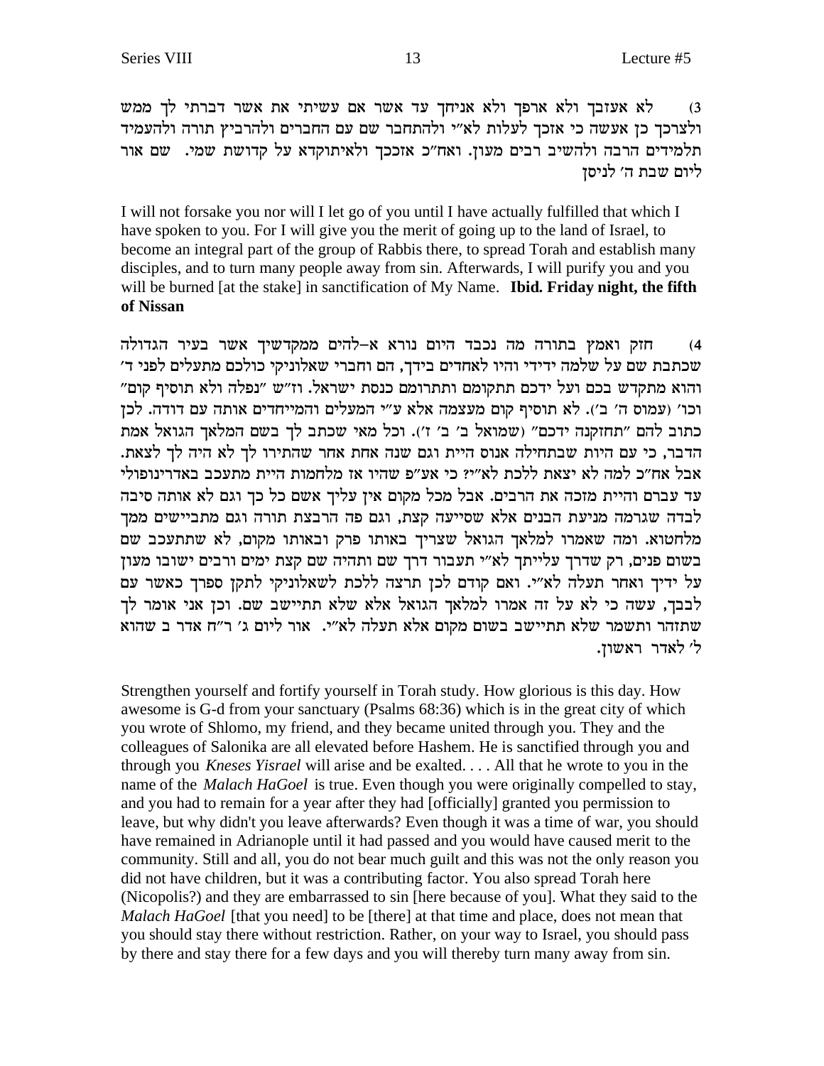3) לא אעזבך ולא ארפך ולא אניחך עד אשר אם עשיתי את אשר דברתי לך ממש ולצרכך כן אעשה כי אזכך לעלות לא"י ולהתחבר שם עם החברים ולהרביץ תורה ולהעמיד תלמידים הרבה ולהשיב רבים מעון. ואח"כ אזככך ולאיתוקדא על קדושת שמי. שם אור ליום שבת ה' לניסן

I will not forsake you nor will I let go of you until I have actually fulfilled that which I have spoken to you. For I will give you the merit of going up to the land of Israel, to become an integral part of the group of Rabbis there, to spread Torah and establish many disciples, and to turn many people away from sin. Afterwards, I will purify you and you will be burned [at the stake] in sanctification of My Name. **Ibid. Friday night, the fifth of Nissan**

4) חזק ואמץ בתורה מה נכבד היום נורא א–להים ממקדשיך אשר בעיר הגדולה שכתבת שם על שלמה ידידי והיו לאחדים בידך, הם וחברי שאלוניקי כולכם מתעלים לפני ד' והוא מתקדש בכם ועל ידכם תתקומם ותתרומם כנסת ישראל. וז"ש "נפלה ולא תוסיף קום" וכו' (עמוס ה' ב'). לא תוסיף קום מעצמה אלא ע"י המעלים והמייחדים אותה עם דודה. לכן כתוב להם "תחזקנה ידכם" (שמואל ב' ב' ז'). וכל מאי שכתב לך בשם המלאך הגואל אמת הדבר, כי עם היות שבתחילה אנוס היית וגם שנה אחת אחר שהתירו לך לא היה לך לצאת. אבל אח"כ למה לא יצאת ללכת לא"י? כי אע"פ שהיו אז מלחמות היית מתעכב באדרינופולי עד עברם והיית מזכה את הרבים. אבל מכל מקום אין עליך אשם כל כך וגם לא אותה סיבה לבדה שגרמה מניעת הבנים אלא שסייעה קצת, וגם פה הרבצת תורה וגם מתביישים ממך מלחטוא. ומה שאמרו למלאך הגואל שצריך באותו פרק ובאותו מקום, לא שתתעכב שם בשום פנים, רק שדרך עלייתך לא"י תעבור דרך שם ותהיה שם קצת ימים ורבים ישובו מעון על ידיך ואחר תעלה לא"י. ואם קודם לכן תרצה ללכת לשאלוניקי לתקן ספרך כאשר עם לבבך, עשה כי לא על זה אמרו למלאך הגואל אלא שלא תתיישב שם. וכן אני אומר לך שתזהר ותשמר שלא תתיישב בשום מקום אלא תעלה לא"י. אור ליום ג' ר"ח אדר ב שהוא ל' לאדר ראשון.

Strengthen yourself and fortify yourself in Torah study. How glorious is this day. How awesome is G-d from your sanctuary (Psalms 68:36) which is in the great city of which you wrote of Shlomo, my friend, and they became united through you. They and the colleagues of Salonika are all elevated before Hashem. He is sanctified through you and through you *Kneses Yisrael* will arise and be exalted. . . . All that he wrote to you in the name of the *Malach HaGoel* is true. Even though you were originally compelled to stay, and you had to remain for a year after they had [officially] granted you permission to leave, but why didn't you leave afterwards? Even though it was a time of war, you should have remained in Adrianople until it had passed and you would have caused merit to the community. Still and all, you do not bear much guilt and this was not the only reason you did not have children, but it was a contributing factor. You also spread Torah here (Nicopolis?) and they are embarrassed to sin [here because of you]. What they said to the *Malach HaGoel* [that you need] to be [there] at that time and place, does not mean that you should stay there without restriction. Rather, on your way to Israel, you should pass by there and stay there for a few days and you will thereby turn many away from sin.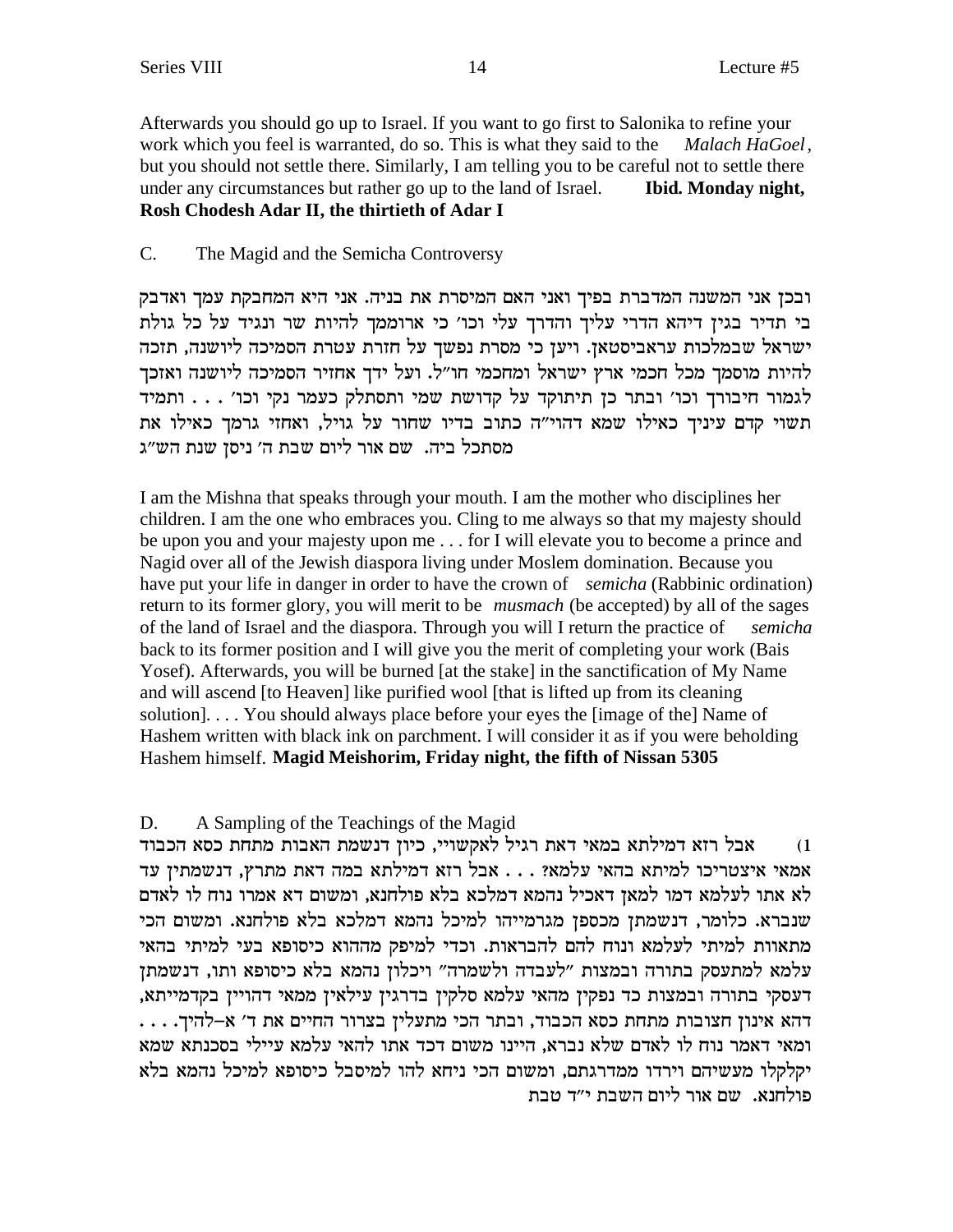Afterwards you should go up to Israel. If you want to go first to Salonika to refine your work which you feel is warranted, do so. This is what they said to the *Malach HaGoel*, but you should not settle there. Similarly, I am telling you to be careful not to settle there under any circumstances but rather go up to the land of Israel. **Ibid. Monday night, Rosh Chodesh Adar II, the thirtieth of Adar I**

C. The Magid and the Semicha Controversy

ובכן אני המשנה המדברת בפיך ואני האם המיסרת את בניה. אני היא המחבקת עמך ואדבק בי תדיר בגין דיהא הדרי עליך והדרך עלי וכו׳ כי ארוממך להיות שר ונגיד על כל גולת ישראל שבמלכות ערביסטאן. ויען כי מסרת נפשך על חזרת עטרת הסמיכה ליושנה, תזכה להיות מוסמך מכל חכמי ארץ ישראל ומחכמי חו״ל. ועל ידך אחזיר הסמיכה ליושנה ואזכך לגמור חיבורך וכו׳ ובתר כן תיתוקד על קדושת שמי ותסתלק כעמר נקי וכו׳ . . . ותמיד תשוי קדם עיניך כאילו שמא דהוי״ה כתוב בדיו שחור על גויל, ואחזי גרמך כאילו את מסתכל ביה. שם אור ליום שבת ה׳ ניסן שנת הש״ג

I am the Mishna that speaks through your mouth. I am the mother who disciplines her children. I am the one who embraces you. Cling to me always so that my majesty should be upon you and your majesty upon me . . . for I will elevate you to become a prince and Nagid over all of the Jewish diaspora living under Moslem domination. Because you have put your life in danger in order to have the crown of *semicha* (Rabbinic ordination) return to its former glory, you will merit to be *musmach* (be accepted) by all of the sages of the land of Israel and the diaspora. Through you will I return the practice of *semicha* back to its former position and I will give you the merit of completing your work (Bais Yosef). Afterwards, you will be burned [at the stake] in the sanctification of My Name and will ascend [to Heaven] like purified wool [that is lifted up from its cleaning solution]. . . . You should always place before your eyes the [image of the] Name of Hashem written with black ink on parchment. I will consider it as if you were beholding Hashem himself. **Magid Meishorim, Friday night, the fifth of Nissan 5305**

D. A Sampling of the Teachings of the Magid

1) אבל רזא דמילתא במאי דאת רגיל לאקשויי, כיון דנשמת האבות מתחת כסא הכבוד אמאי איצטריכו למיתא בהאי עלמא? . . . אבל רזא דמילתא במה דאת מתרץ, דנשמתין עד לא אתו לעלמא דמו למאן דאכיל נהמא דמלכא בלא פולחנא, ומשום דא אמרו נוח לו לאדם שנברא. כלומר, דנשמתן מכספן מגרמייהו למיכל נהמא דמלכא בלא פולחנא. ומשום הכי מתאוות למיתי לעלמא ונוח להם להבראות. וכדי למיפק מההוא כיסופא בעי למיתי בהאי עלמא למתעסק בתורה ובמצות "לעבדה ולשמרה" ויכלון נהמא בלא כיסופא ותו, דנשמתן דעסקי בתורה ובמצות כד נפקין מהאי עלמא סלקין בדרגין עילאין ממאי דהויין בקדמייתא, דהא אינון חצובות מתחת כסא הכבוד, ובתר הכי מתעלין בצרור החיים את ד׳ א–להיך. . . . ומאי דאמר נוח לו לאדם שלא נברא, היינו משום דכד אתו להאי עלמא עיילי בסכנתא שמא יקלקלו מעשיהם וירדו ממדרגתם, ומשום הכי ניחא להו למיסבל כיסופא למיכל נהמא בלא פולחנא. שם אור ליום השבת י״ד טבת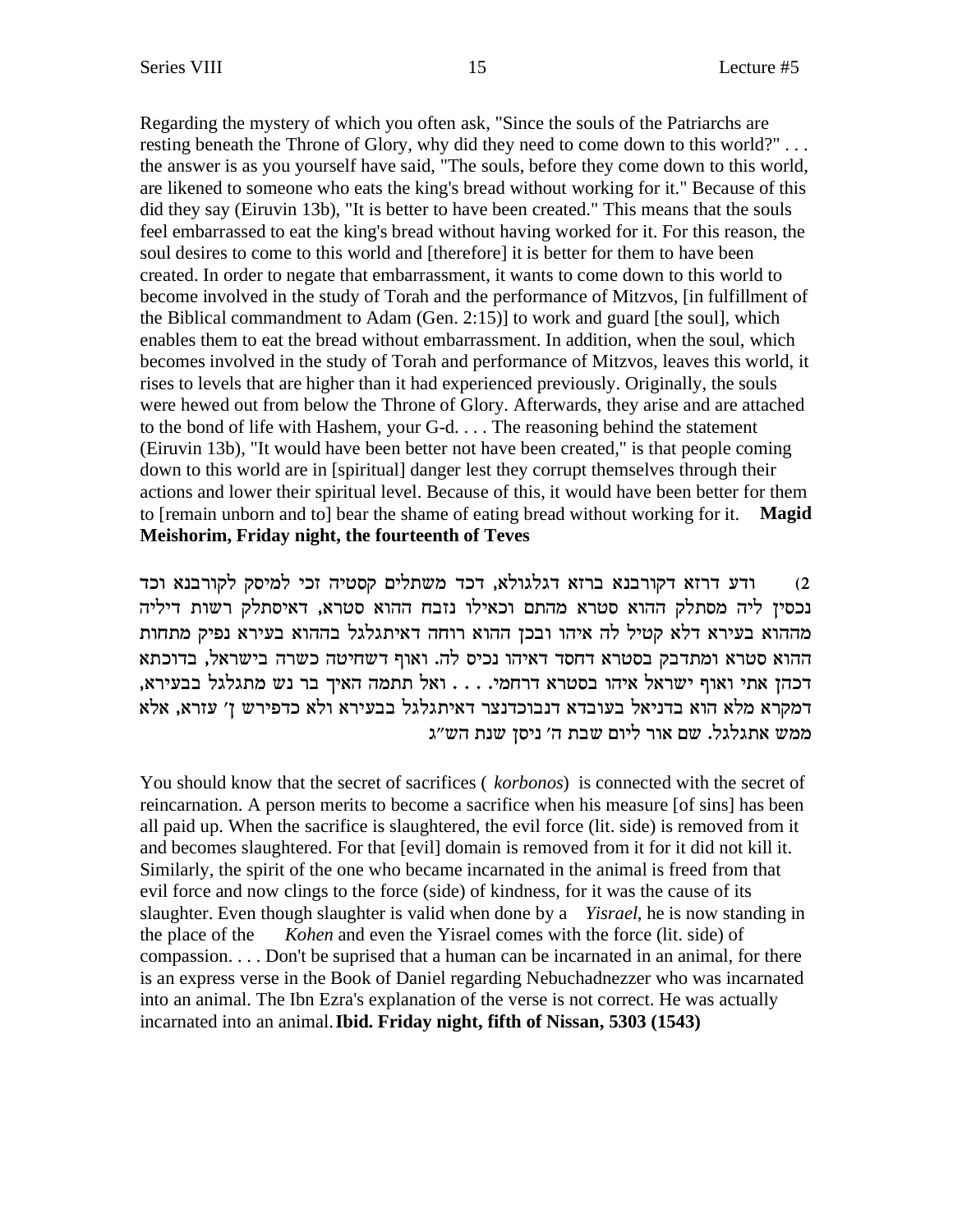Regarding the mystery of which you often ask, "Since the souls of the Patriarchs are resting beneath the Throne of Glory, why did they need to come down to this world?" . . . the answer is as you yourself have said, "The souls, before they come down to this world, are likened to someone who eats the king's bread without working for it." Because of this did they say (Eiruvin 13b), "It is better to have been created." This means that the souls feel embarrassed to eat the king's bread without having worked for it. For this reason, the soul desires to come to this world and [therefore] it is better for them to have been created. In order to negate that embarrassment, it wants to come down to this world to become involved in the study of Torah and the performance of Mitzvos, [in fulfillment of the Biblical commandment to Adam (Gen. 2:15)] to work and guard [the soul], which enables them to eat the bread without embarrassment. In addition, when the soul, which becomes involved in the study of Torah and performance of Mitzvos, leaves this world, it rises to levels that are higher than it had experienced previously. Originally, the souls were hewed out from below the Throne of Glory. Afterwards, they arise and are attached to the bond of life with Hashem, your G-d. . . . The reasoning behind the statement (Eiruvin 13b), "It would have been better not have been created," is that people coming down to this world are in [spiritual] danger lest they corrupt themselves through their actions and lower their spiritual level. Because of this, it would have been better for them to [remain unborn and to] bear the shame of eating bread without working for it. **Magid Meishorim, Friday night, the fourteenth of Teves**

2) ודע דרזא דקורבנא ברזא דגלגולא, דכד משתלים קסטיה זכי למיסק לקורבנא וכד נכסין ליה מסתלק ההוא סטרא מהתם וכאילו נזבח ההוא סטרא, דאיסתלק רשות דיליה מההוא בעירא דלא קטיל לה איהו ובכן ההוא רוחה דאיתגלגל בההוא בעירא נפיק מתחות ההוא סטרא ומתדבק בסטרא דחסד דאיהו נכיס לה. ואוף דשחיטה כשרה בישראל, בדוכתא דכהן אתי ואוף ישראל איהו בסטרא דרחמי. . . . ואל תתמה האיך בר נש מתגלגל בבעירא, דמקרא מלא הוא בדניאל בעובדא דנבוכדנצר דאיתגלגל בבעירא ולא כדפירש ן' עזרא, אלא ממש אתגלגל. שם אור ליום שבת ה' ניסן שנת הש"ג

You should know that the secret of sacrifices ( *korbonos*) is connected with the secret of reincarnation. A person merits to become a sacrifice when his measure [of sins] has been all paid up. When the sacrifice is slaughtered, the evil force (lit. side) is removed from it and becomes slaughtered. For that [evil] domain is removed from it for it did not kill it. Similarly, the spirit of the one who became incarnated in the animal is freed from that evil force and now clings to the force (side) of kindness, for it was the cause of its slaughter. Even though slaughter is valid when done by a *Yisrael*, he is now standing in the place of the *Kohen* and even the Yisrael comes with the force (lit. side) of compassion. . . . Don't be suprised that a human can be incarnated in an animal, for there is an express verse in the Book of Daniel regarding Nebuchadnezzer who was incarnated into an animal. The Ibn Ezra's explanation of the verse is not correct. He was actually incarnated into an animal. **Ibid. Friday night, fifth of Nissan, 5303 (1543)**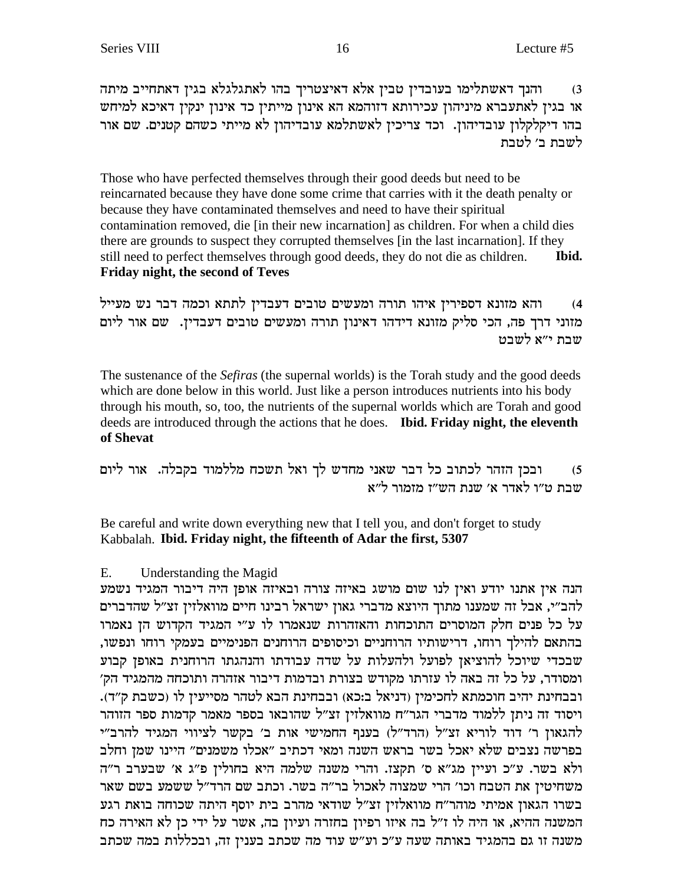3) והנך דאשתלימו בעובדין טבין אלא דאיצטריך בהו לאתגלגלא בגין דאתחייב מיתה או בגין לאתעברא מיניהון עכירותא דזוהמא הא אינון מייתין כד אינון ינקין דאיכא למיחש בהו דיקלקלון עובדיהון. וכד צריכין לאשתלמא עובדיהון לא מייתי כשהם קטנים. שם אור לשבת ב׳ לטבת

Those who have perfected themselves through their good deeds but need to be reincarnated because they have done some crime that carries with it the death penalty or because they have contaminated themselves and need to have their spiritual contamination removed, die [in their new incarnation] as children. For when a child dies there are grounds to suspect they corrupted themselves [in the last incarnation]. If they still need to perfect themselves through good deeds, they do not die as children. **Ibid. Friday night, the second of Teves**

4) והא מזונא דספירין איהו תורה ומעשים טובים דעבדין לתתא וכמה דבר נש מעייל מזוני דרך פה, הכי סליק מזונא דידהו דאינון תורה ומעשים טובים דעבדין. שם אור ליום שבת י״א לשבט

The sustenance of the *Sefiras* (the supernal worlds) is the Torah study and the good deeds which are done below in this world. Just like a person introduces nutrients into his body through his mouth, so, too, the nutrients of the supernal worlds which are Torah and good deeds are introduced through the actions that he does. **Ibid. Friday night, the eleventh of Shevat**

5) ובכן הזהר לכתוב כל דבר שאני מחדש לך ואל תשכח מללמוד בקבלה. אור ליום שבת ט״ו לאדר א׳ שנת הש״ז מזמור ל״א

Be careful and write down everything new that I tell you, and don't forget to study Kabbalah. **Ibid. Friday night, the fifteenth of Adar the first, 5307**

E. Understanding the Magid

הנה אין אתנו יודע ואין לנו שום מושג באיזה צורה ובאיזה אופן היה דיבור המגיד נשמע להב״י, אבל זה שמענו מתוך היוצא מדברי גאון ישראל רבינו חיים מוואלזין זצ״ל שהדברים על כל פנים חלק המוסרים התוכחות והאזהרות שנאמרו לו ע״י המגיד הקדוש הן נאמרו בהתאם להילך רוחו, דרישותיו הרוחניים וכיסופים הרוחנים הפנימיים בעמקי רוחו ונפשו, שבכדי שיוכל להוציאן לפועל ולהעלות על שדה עבודתו והנהגתו הרוחנית באופן קבוע ומסודר, על כל זה באה לו עזרתו מקודש בצורת ובדמות דיבור אזהרה ותוכחה מהמגיד הק׳ ובבחינת יהיב חוכמתא לחכימין (דניאל ב:כא) ובבחינת הבא לטהר מסייעין לו (כשבת ק״ד). ויסוד זה ניתן ללמוד מדברי הגר״ח מוואלזין זצ״ל שהובאו בספר מאמר קדמות ספר הזוהר להגאון ר׳ דוד לוריא זצ״ל (הרד״ל) בענף החמישי אות ב׳ בקשר לציווי המגיד להרב״י בפרשה נצבים שלא יאכל בשר בראש השנה ומאי דכתיב ״אכלו משמנים״ היינו שמן וחלב ולא בשר. ע״כ ועיין מג״א ס׳ תקצז. והרי משנה שלמה היא בחולין פ״ג א׳ שבערב ר״ה משחיטין את הטבח וכו׳ הרי שמצוה לאכול בר״ה בשר. וכתב שם הרד״ל ששמע בשם שאר בשרו הגאון אמיתי מוהר״ח מוואלזין זצ״ל שודאי מהרב בית יוסף היתה שכוחה בואת רגע המשנה ההיא, או היה לו ז״ל בה איזו רפיון בחזרה ועיון בה, אשר על ידי כן לא האירה כח משנה זו גם בהמגיד באותה שעה ע״כ וע״ש עוד מה שכתב בענין זה, ובכללות במה שכתב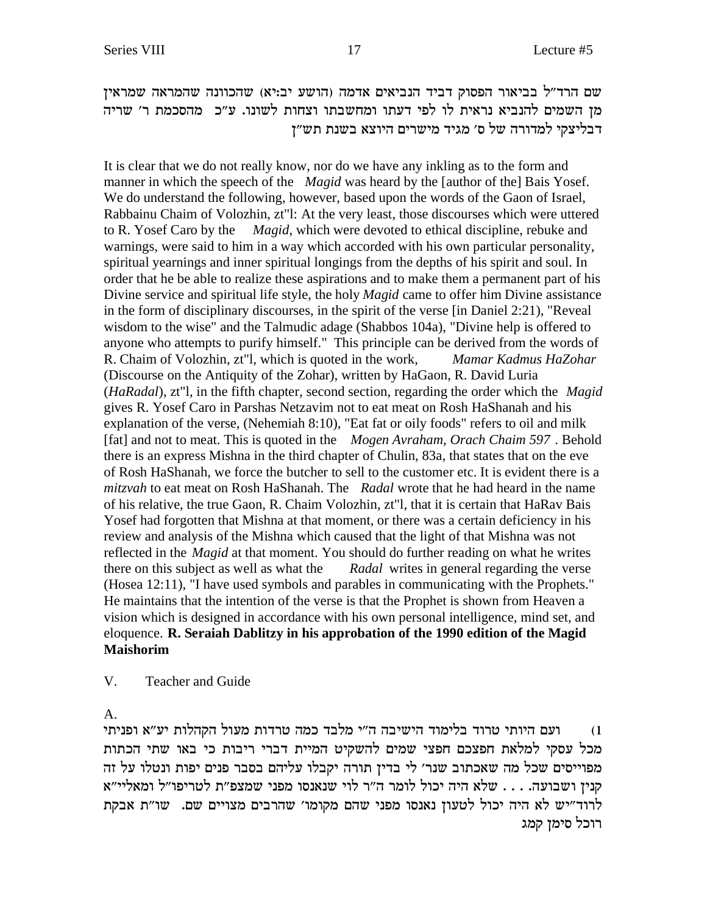שם הרד"ל בביאור הפסוק דביד הנביאים אדמה (הושע יב:יא) שהכוונה שהמראה שמראין מן השמים להנביא נראית לו לפי דעתו ומחשבתו וצחות לשונו. ע"כ מהסכמת ר' שריה דבליצקי למדורה של ס' מגיד מישרים היוצא בשנת תש"ן

It is clear that we do not really know, nor do we have any inkling as to the form and manner in which the speech of the *Magid* was heard by the [author of the] Bais Yosef. We do understand the following, however, based upon the words of the Gaon of Israel, Rabbainu Chaim of Volozhin, zt"l: At the very least, those discourses which were uttered to R. Yosef Caro by the *Magid*, which were devoted to ethical discipline, rebuke and warnings, were said to him in a way which accorded with his own particular personality, spiritual yearnings and inner spiritual longings from the depths of his spirit and soul. In order that he be able to realize these aspirations and to make them a permanent part of his Divine service and spiritual life style, the holy *Magid* came to offer him Divine assistance in the form of disciplinary discourses, in the spirit of the verse [in Daniel 2:21), "Reveal wisdom to the wise" and the Talmudic adage (Shabbos 104a), "Divine help is offered to anyone who attempts to purify himself." This principle can be derived from the words of R. Chaim of Volozhin, zt"l, which is quoted in the work, *Mamar Kadmus HaZohar* (Discourse on the Antiquity of the Zohar), written by HaGaon, R. David Luria (*HaRadal*), zt"l, in the fifth chapter, second section, regarding the order which the *Magid* gives R. Yosef Caro in Parshas Netzavim not to eat meat on Rosh HaShanah and his explanation of the verse, (Nehemiah 8:10), "Eat fat or oily foods" refers to oil and milk [fat] and not to meat. This is quoted in the *Mogen Avraham, Orach Chaim 597* . Behold there is an express Mishna in the third chapter of Chulin, 83a, that states that on the eve of Rosh HaShanah, we force the butcher to sell to the customer etc. It is evident there is a *mitzvah* to eat meat on Rosh HaShanah. The *Radal* wrote that he had heard in the name of his relative, the true Gaon, R. Chaim Volozhin, zt"l, that it is certain that HaRav Bais Yosef had forgotten that Mishna at that moment, or there was a certain deficiency in his review and analysis of the Mishna which caused that the light of that Mishna was not reflected in the *Magid* at that moment. You should do further reading on what he writes there on this subject as well as what the *Radal* writes in general regarding the verse (Hosea 12:11), "I have used symbols and parables in communicating with the Prophets." He maintains that the intention of the verse is that the Prophet is shown from Heaven a vision which is designed in accordance with his own personal intelligence, mind set, and eloquence. **R. Seraiah Dablitzy in his approbation of the 1990 edition of the Magid Maishorim**

V. Teacher and Guide

A.

1) ועם היותי טרוד בלימוד הישיבה ה"י מלבד כמה טרדות מעול הקהלות יע"א ופניתי מכל עסקי למלאת חפצכם חפצי שמים להשקיט המיית דברי ריבות כי באו שתי הכתות מפוייסים שכל מה שאכתוב שנר' לי בדין תורה יקבלו עליהם בסבר פנים יפות ונטלו על זה קנין ושבועה. . . . שלא היה יכול לומר ה"ר לוי שנאנסו מפני שמצפ"ת לטריפו"ל ומאליי"א לרוד"יש לא היה יכול לטעון נאנסו מפני שהם מקומו' שהרבים מצויים שם. שו"ת אבקת רוכל סימן קמג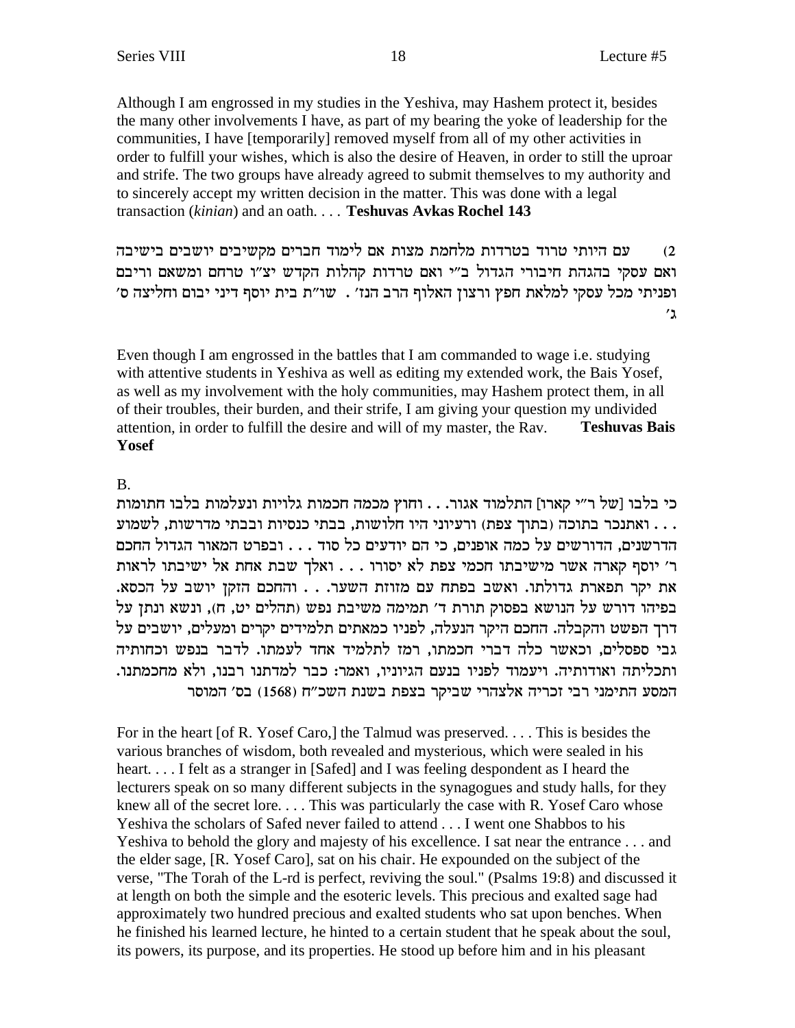Although I am engrossed in my studies in the Yeshiva, may Hashem protect it, besides the many other involvements I have, as part of my bearing the yoke of leadership for the communities, I have [temporarily] removed myself from all of my other activities in order to fulfill your wishes, which is also the desire of Heaven, in order to still the uproar and strife. The two groups have already agreed to submit themselves to my authority and to sincerely accept my written decision in the matter. This was done with a legal transaction (*kinian*) and an oath. . . . **Teshuvas Avkas Rochel 143**

2) עם היותי טרוד בטרדות מלחמת מצות אם לימוד חברים מקשיבים יושבים בישיבה ואם עסקי בהגהת חיבורי הגדול ב"י ואם טרדות קהלות הקדש יצ"ו טרחם ומשאם וריבם ופניתי מכל עסקי למלאת חפץ ורצון האלוף הרב הנז׳. שו"ת בית יוסף דיני יבום וחליצה ס׳ ג׳

Even though I am engrossed in the battles that I am commanded to wage i.e. studying with attentive students in Yeshiva as well as editing my extended work, the Bais Yosef, as well as my involvement with the holy communities, may Hashem protect them, in all of their troubles, their burden, and their strife, I am giving your question my undivided attention, in order to fulfill the desire and will of my master, the Rav. **Teshuvas Bais Yosef**

B.

כי בלבו [של ר"י קארו] התלמוד אגור. . . וחוץ מכמה חכמות גלויות ונעלמות בלבו חתומות . . . ואתנכר בתוכה (בתוך צפת) ורעיוני היו חלושות, בבתי כנסיות ובבתי מדרשות, לשמוע הדרשנים, הדורשים על כמה אופנים, כי הם יודעים כל סוד . . . ובפרט המאור הגדול החכם ר׳ יוסף קארה אשר מישיבתו חכמי צפת לא יסורו . . . ואלך שבת אחת אל ישיבתו לראות את יקר תפארת גדולתו. ואשב בפתח עם מזוזת השער. . . והחכם הזקן יושב על הכסא. בפיהו דורש על הנושא בפסוק תורת ד׳ תמימה משיבת נפש (תהלים יט, ח), ונשא ונתן על דרך הפשט והקבלה. החכם היקר הנעלה, לפניו כמאתים תלמידים יקרים ומעלים, יושבים על גבי ספסלים, וכאשר כלה דברי חכמתו, רמז לתלמיד אחד לעמתו. לדבר בנפש וכחותיה ותכליתה ואודותיה. ויעמוד לפניו בנעם הגיוניו, ואמר: כבר למדתנו רבנו, ולא מחכמתנו. המסע התימני רבי זכריה אלצהרי שביקר בצפת בשנת השכ"ח (1568) בס׳ המוסר

For in the heart [of R. Yosef Caro,] the Talmud was preserved. . . . This is besides the various branches of wisdom, both revealed and mysterious, which were sealed in his heart. . . . I felt as a stranger in [Safed] and I was feeling despondent as I heard the lecturers speak on so many different subjects in the synagogues and study halls, for they knew all of the secret lore. . . . This was particularly the case with R. Yosef Caro whose Yeshiva the scholars of Safed never failed to attend . . . I went one Shabbos to his Yeshiva to behold the glory and majesty of his excellence. I sat near the entrance . . . and the elder sage, [R. Yosef Caro], sat on his chair. He expounded on the subject of the verse, "The Torah of the L-rd is perfect, reviving the soul." (Psalms 19:8) and discussed it at length on both the simple and the esoteric levels. This precious and exalted sage had approximately two hundred precious and exalted students who sat upon benches. When he finished his learned lecture, he hinted to a certain student that he speak about the soul, its powers, its purpose, and its properties. He stood up before him and in his pleasant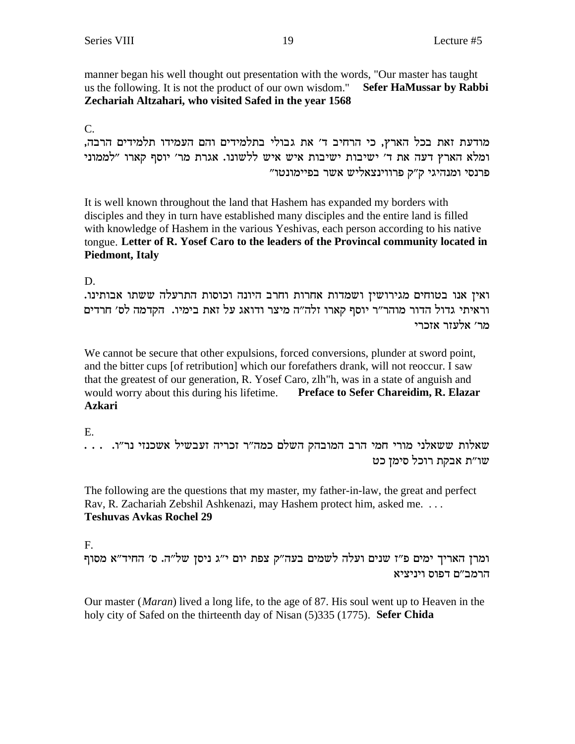manner began his well thought out presentation with the words, "Our master has taught us the following. It is not the product of our own wisdom." **Sefer HaMussar by Rabbi Zechariah Altzahari, who visited Safed in the year 1568**

C.

מודעת זאת בכל הארץ, כי הרחיב ד׳ את גבולי בתלמידים והם העמידו תלמידים הרבה, ומלא הארץ דעה את ד׳ ישיבות ישיבות איש איש ללשונו. אגרת מר׳ יוסף קארו "לממוני פרנסי ומנהיגי ק"ק פרווינצאליש אשר בפיימונטו"

It is well known throughout the land that Hashem has expanded my borders with disciples and they in turn have established many disciples and the entire land is filled with knowledge of Hashem in the various Yeshivas, each person according to his native tongue. **Letter of R. Yosef Caro to the leaders of the Provincal community located in Piedmont, Italy**

D.

ואין אנו בטוחים מגירושין ושמדות אחרות וחרב היונה וכוסות התרעלה ששתו אבותינו. וראיתי גדול הדור מוהר"ר יוסף קארו זלה"ה מיצר ודואג על זאת בימיו. הקדמה לס׳ חרדים מר׳ אלעזר אזכרי

We cannot be secure that other expulsions, forced conversions, plunder at sword point, and the bitter cups [of retribution] which our forefathers drank, will not reoccur. I saw that the greatest of our generation, R. Yosef Caro, zlh"h, was in a state of anguish and would worry about this during his lifetime. **Preface to Sefer Chareidim, R. Elazar Azkari**

E.

שאלות ששאלני מורי חמי הרב המובהק השלם כמה"ר זכריה זעבשיל אשכנזי נר"ו. . . .
שו"ת אבקת רוכל סימן כט

The following are the questions that my master, my father-in-law, the great and perfect Rav, R. Zachariah Zebshil Ashkenazi, may Hashem protect him, asked me. . . .
**Teshuvas Avkas Rochel 29**

F.

ומרן האריך ימים פ"ז שנים ועלה לשמים בעה"ק צפת יום י"ג ניסן של"ה. ס׳ החיד"א מסוף הרמב"ם דפוס ויניציא

Our master (*Maran*) lived a long life, to the age of 87. His soul went up to Heaven in the holy city of Safed on the thirteenth day of Nisan (5)335 (1775). **Sefer Chida**